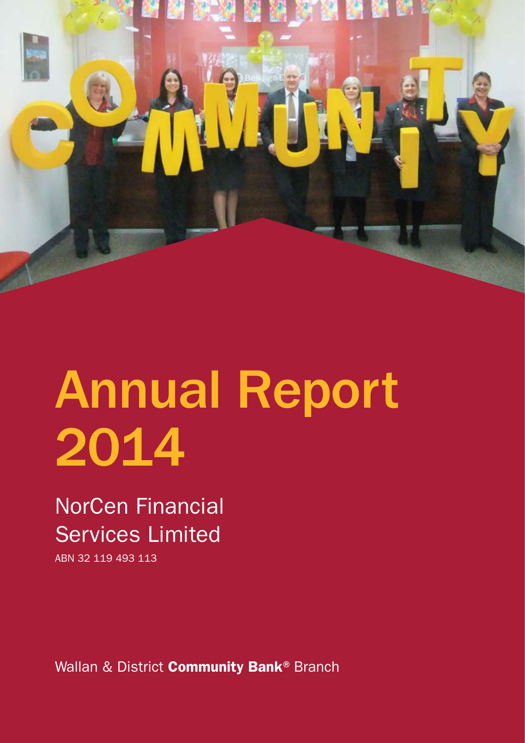# Annual Report 2014

## NorCen Financial Services Limited

ABN 32 119 493 113

Wallan & District **Community Bank®** Branch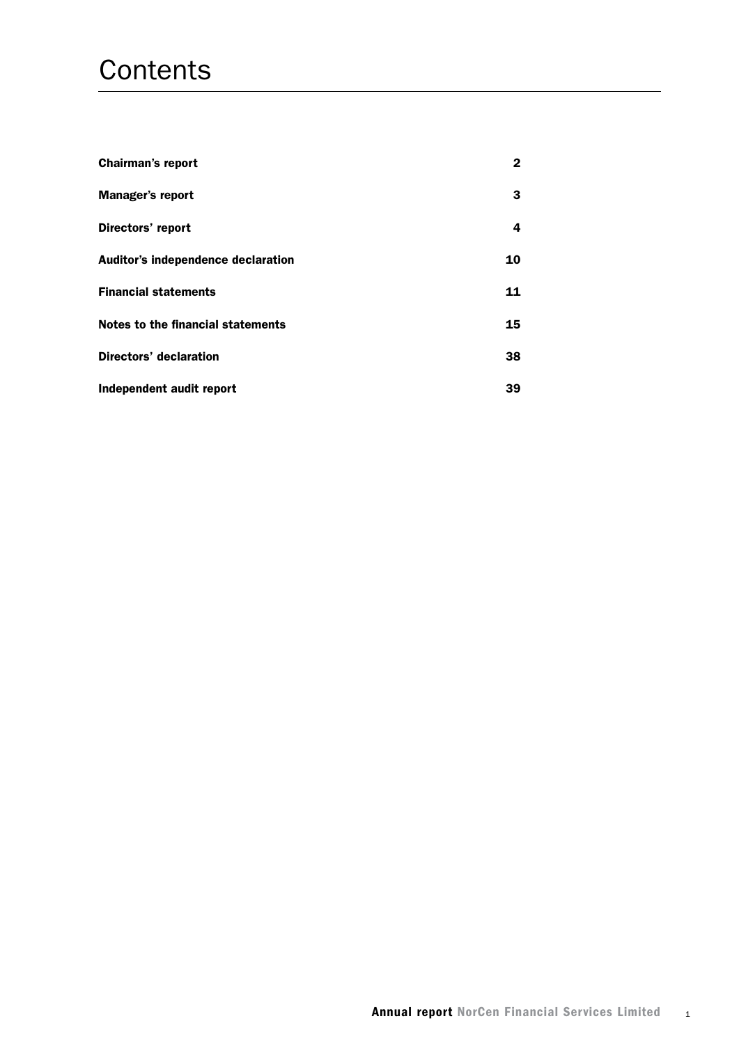# Contents

| | |
|---|---|
| **Chairman's report** | **2** |
| **Manager's report** | **3** |
| **Directors' report** | **4** |
| **Auditor's independence declaration** | **10** |
| **Financial statements** | **11** |
| **Notes to the financial statements** | **15** |
| **Directors' declaration** | **38** |
| **Independent audit report** | **39** |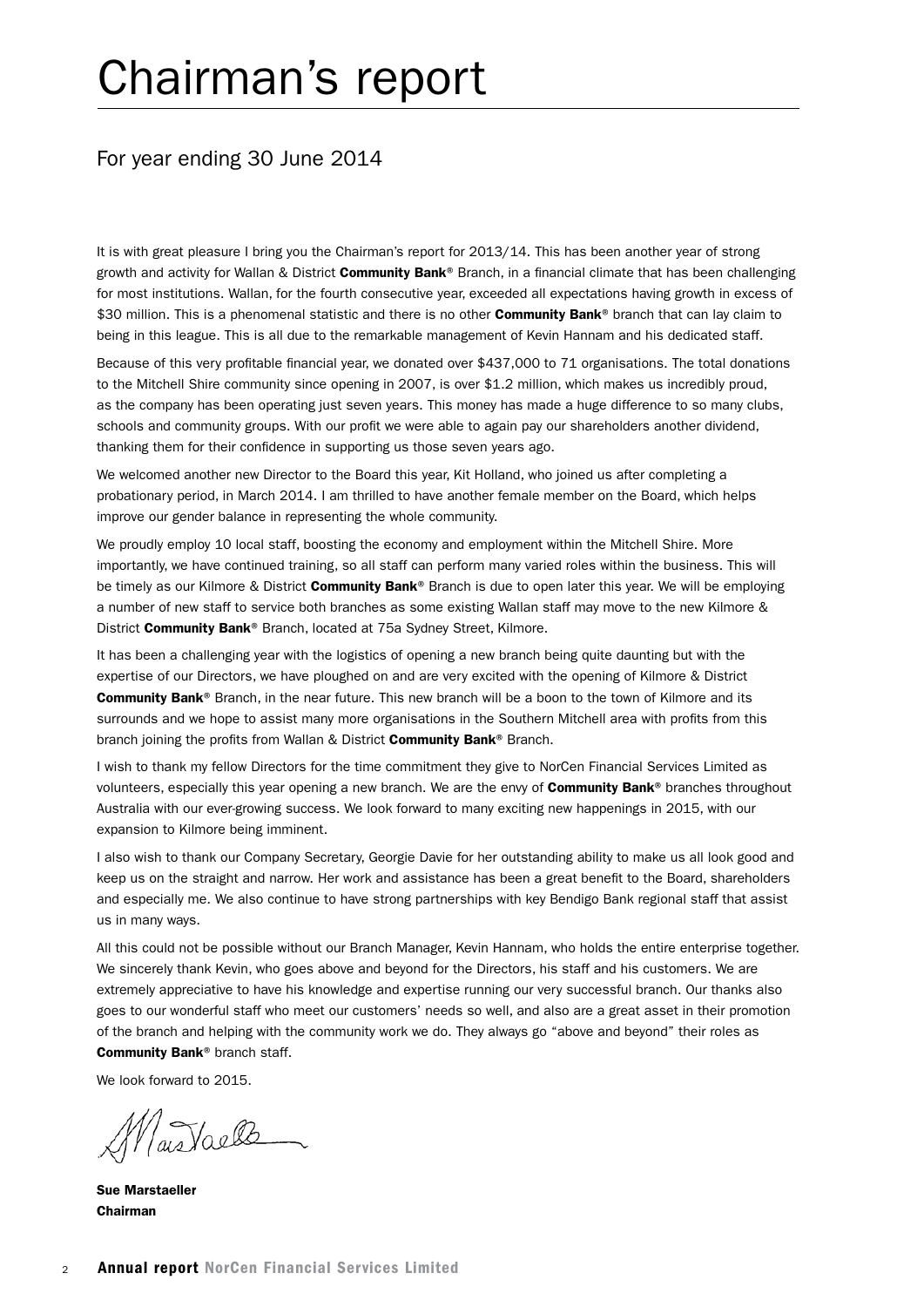# Chairman's report

## For year ending 30 June 2014

It is with great pleasure I bring you the Chairman's report for 2013/14. This has been another year of strong growth and activity for Wallan & District **Community Bank**® Branch, in a financial climate that has been challenging for most institutions. Wallan, for the fourth consecutive year, exceeded all expectations having growth in excess of $30 million. This is a phenomenal statistic and there is no other **Community Bank**® branch that can lay claim to being in this league. This is all due to the remarkable management of Kevin Hannam and his dedicated staff.

Because of this very profitable financial year, we donated over $437,000 to 71 organisations. The total donations to the Mitchell Shire community since opening in 2007, is over $1.2 million, which makes us incredibly proud, as the company has been operating just seven years. This money has made a huge difference to so many clubs, schools and community groups. With our profit we were able to again pay our shareholders another dividend, thanking them for their confidence in supporting us those seven years ago.

We welcomed another new Director to the Board this year, Kit Holland, who joined us after completing a probationary period, in March 2014. I am thrilled to have another female member on the Board, which helps improve our gender balance in representing the whole community.

We proudly employ 10 local staff, boosting the economy and employment within the Mitchell Shire. More importantly, we have continued training, so all staff can perform many varied roles within the business. This will be timely as our Kilmore & District **Community Bank**® Branch is due to open later this year. We will be employing a number of new staff to service both branches as some existing Wallan staff may move to the new Kilmore & District **Community Bank**® Branch, located at 75a Sydney Street, Kilmore.

It has been a challenging year with the logistics of opening a new branch being quite daunting but with the expertise of our Directors, we have ploughed on and are very excited with the opening of Kilmore & District **Community Bank**® Branch, in the near future. This new branch will be a boon to the town of Kilmore and its surrounds and we hope to assist many more organisations in the Southern Mitchell area with profits from this branch joining the profits from Wallan & District **Community Bank**® Branch.

I wish to thank my fellow Directors for the time commitment they give to NorCen Financial Services Limited as volunteers, especially this year opening a new branch. We are the envy of **Community Bank**® branches throughout Australia with our ever-growing success. We look forward to many exciting new happenings in 2015, with our expansion to Kilmore being imminent.

I also wish to thank our Company Secretary, Georgie Davie for her outstanding ability to make us all look good and keep us on the straight and narrow. Her work and assistance has been a great benefit to the Board, shareholders and especially me. We also continue to have strong partnerships with key Bendigo Bank regional staff that assist us in many ways.

All this could not be possible without our Branch Manager, Kevin Hannam, who holds the entire enterprise together. We sincerely thank Kevin, who goes above and beyond for the Directors, his staff and his customers. We are extremely appreciative to have his knowledge and expertise running our very successful branch. Our thanks also goes to our wonderful staff who meet our customers' needs so well, and also are a great asset in their promotion of the branch and helping with the community work we do. They always go "above and beyond" their roles as **Community Bank**® branch staff.

We look forward to 2015.

**Sue Marstaeller**
**Chairman**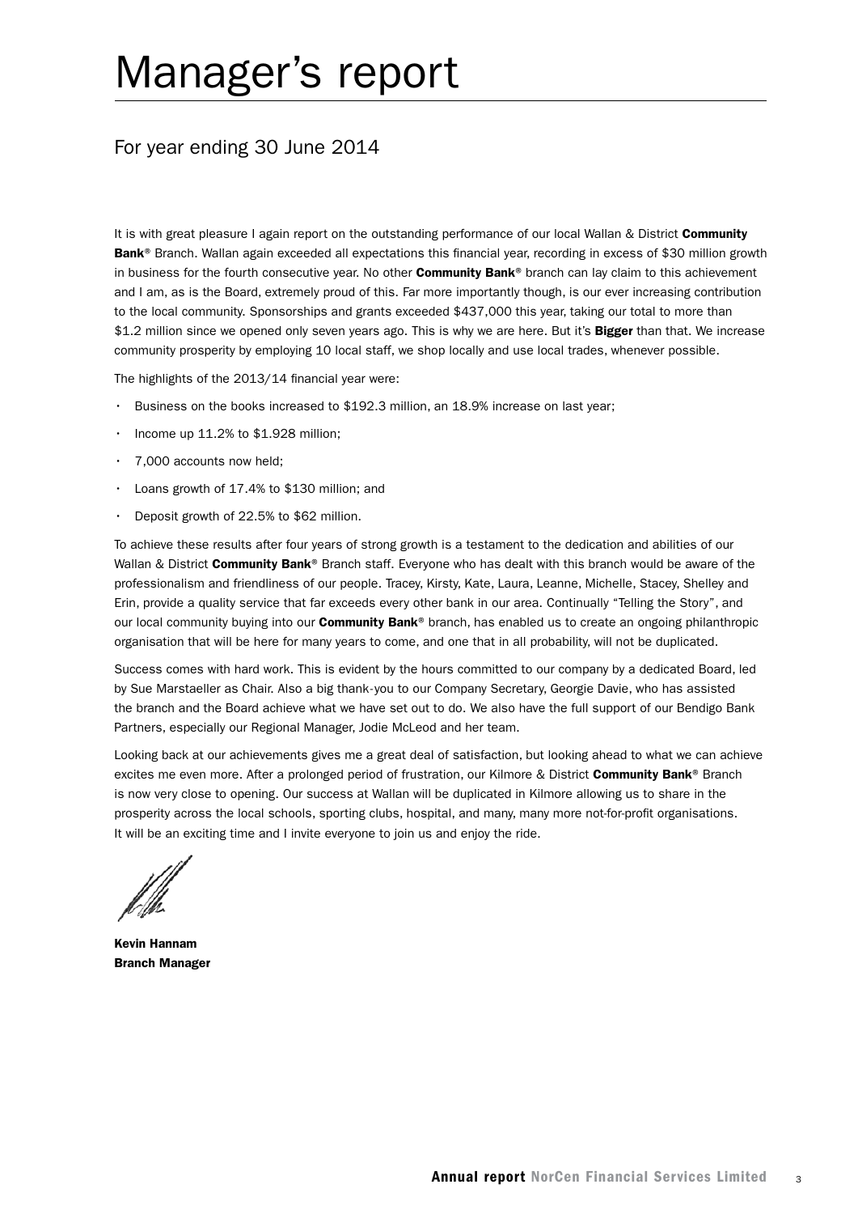# Manager's report

## For year ending 30 June 2014

It is with great pleasure I again report on the outstanding performance of our local Wallan & District **Community Bank**® Branch. Wallan again exceeded all expectations this financial year, recording in excess of $30 million growth in business for the fourth consecutive year. No other **Community Bank**® branch can lay claim to this achievement and I am, as is the Board, extremely proud of this. Far more importantly though, is our ever increasing contribution to the local community. Sponsorships and grants exceeded $437,000 this year, taking our total to more than $1.2 million since we opened only seven years ago. This is why we are here. But it's **Bigger** than that. We increase community prosperity by employing 10 local staff, we shop locally and use local trades, whenever possible.

The highlights of the 2013/14 financial year were:

- Business on the books increased to $192.3 million, an 18.9% increase on last year;
- Income up 11.2% to $1.928 million;
- 7,000 accounts now held;
- Loans growth of 17.4% to $130 million; and
- Deposit growth of 22.5% to $62 million.

To achieve these results after four years of strong growth is a testament to the dedication and abilities of our Wallan & District **Community Bank**® Branch staff. Everyone who has dealt with this branch would be aware of the professionalism and friendliness of our people. Tracey, Kirsty, Kate, Laura, Leanne, Michelle, Stacey, Shelley and Erin, provide a quality service that far exceeds every other bank in our area. Continually "Telling the Story", and our local community buying into our **Community Bank**® branch, has enabled us to create an ongoing philanthropic organisation that will be here for many years to come, and one that in all probability, will not be duplicated.

Success comes with hard work. This is evident by the hours committed to our company by a dedicated Board, led by Sue Marstaeller as Chair. Also a big thank-you to our Company Secretary, Georgie Davie, who has assisted the branch and the Board achieve what we have set out to do. We also have the full support of our Bendigo Bank Partners, especially our Regional Manager, Jodie McLeod and her team.

Looking back at our achievements gives me a great deal of satisfaction, but looking ahead to what we can achieve excites me even more. After a prolonged period of frustration, our Kilmore & District **Community Bank**® Branch is now very close to opening. Our success at Wallan will be duplicated in Kilmore allowing us to share in the prosperity across the local schools, sporting clubs, hospital, and many, many more not-for-profit organisations. It will be an exciting time and I invite everyone to join us and enjoy the ride.

**Kevin Hannam**
**Branch Manager**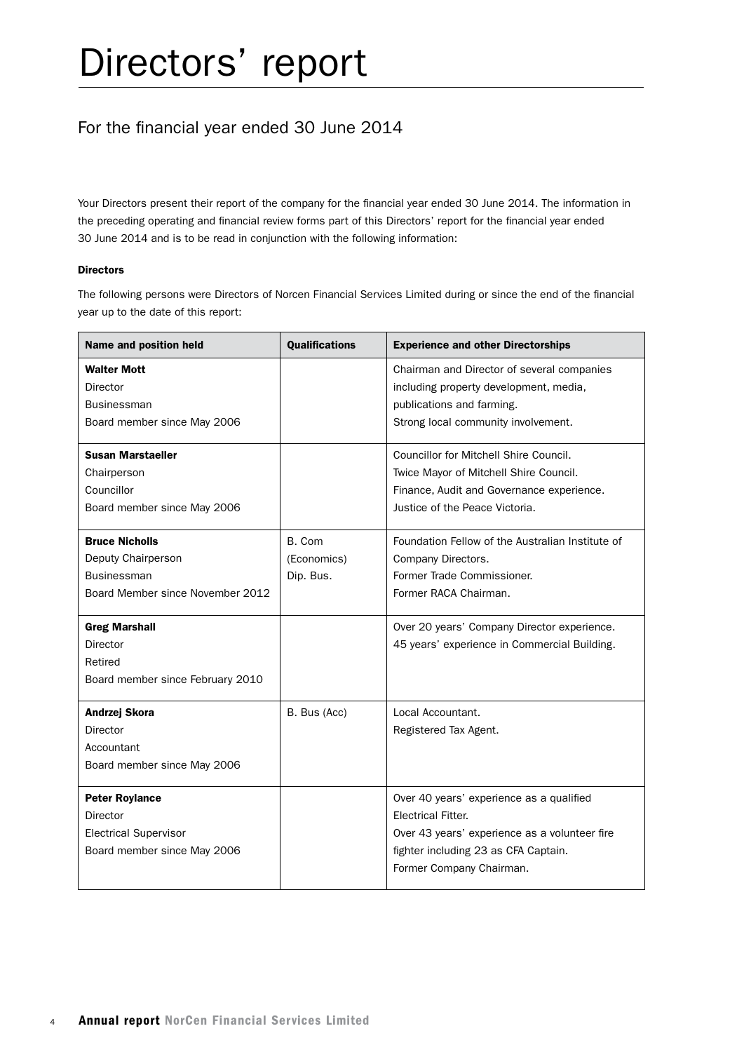# Directors' report

## For the financial year ended 30 June 2014

Your Directors present their report of the company for the financial year ended 30 June 2014. The information in the preceding operating and financial review forms part of this Directors' report for the financial year ended 30 June 2014 and is to be read in conjunction with the following information:

**Directors**

The following persons were Directors of Norcen Financial Services Limited during or since the end of the financial year up to the date of this report:

| Name and position held | Qualifications | Experience and other Directorships |
|---|---|---|
| **Walter Mott**<br>Director<br>Businessman<br>Board member since May 2006 | | Chairman and Director of several companies including property development, media, publications and farming.<br>Strong local community involvement. |
| **Susan Marstaeller**<br>Chairperson<br>Councillor<br>Board member since May 2006 | | Councillor for Mitchell Shire Council.<br>Twice Mayor of Mitchell Shire Council.<br>Finance, Audit and Governance experience.<br>Justice of the Peace Victoria. |
| **Bruce Nicholls**<br>Deputy Chairperson<br>Businessman<br>Board Member since November 2012 | B. Com (Economics)<br>Dip. Bus. | Foundation Fellow of the Australian Institute of Company Directors.<br>Former Trade Commissioner.<br>Former RACA Chairman. |
| **Greg Marshall**<br>Director<br>Retired<br>Board member since February 2010 | | Over 20 years' Company Director experience.<br>45 years' experience in Commercial Building. |
| **Andrzej Skora**<br>Director<br>Accountant<br>Board member since May 2006 | B. Bus (Acc) | Local Accountant.<br>Registered Tax Agent. |
| **Peter Roylance**<br>Director<br>Electrical Supervisor<br>Board member since May 2006 | | Over 40 years' experience as a qualified Electrical Fitter.<br>Over 43 years' experience as a volunteer fire fighter including 23 as CFA Captain.<br>Former Company Chairman. |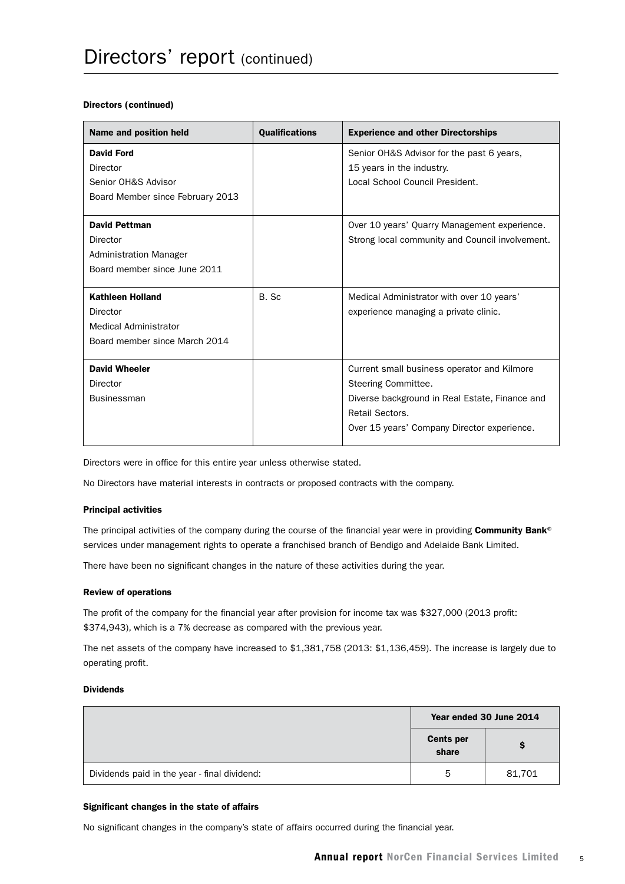# Directors' report (continued)

**Directors (continued)**

| Name and position held | Qualifications | Experience and other Directorships |
|---|---|---|
| **David Ford**<br>Director<br>Senior OH&S Advisor<br>Board Member since February 2013 | | Senior OH&S Advisor for the past 6 years, 15 years in the industry.<br>Local School Council President. |
| **David Pettman**<br>Director<br>Administration Manager<br>Board member since June 2011 | | Over 10 years' Quarry Management experience.<br>Strong local community and Council involvement. |
| **Kathleen Holland**<br>Director<br>Medical Administrator<br>Board member since March 2014 | B. Sc | Medical Administrator with over 10 years' experience managing a private clinic. |
| **David Wheeler**<br>Director<br>Businessman | | Current small business operator and Kilmore Steering Committee.<br>Diverse background in Real Estate, Finance and Retail Sectors.<br>Over 15 years' Company Director experience. |

Directors were in office for this entire year unless otherwise stated.

No Directors have material interests in contracts or proposed contracts with the company.

**Principal activities**

The principal activities of the company during the course of the financial year were in providing **Community Bank**® services under management rights to operate a franchised branch of Bendigo and Adelaide Bank Limited.

There have been no significant changes in the nature of these activities during the year.

**Review of operations**

The profit of the company for the financial year after provision for income tax was $327,000 (2013 profit: $374,943), which is a 7% decrease as compared with the previous year.

The net assets of the company have increased to $1,381,758 (2013: $1,136,459). The increase is largely due to operating profit.

**Dividends**

| | Year ended 30 June 2014 | |
|---|---|---|
| | **Cents per share** | **$** |
| Dividends paid in the year - final dividend: | 5 | 81,701 |

**Significant changes in the state of affairs**

No significant changes in the company's state of affairs occurred during the financial year.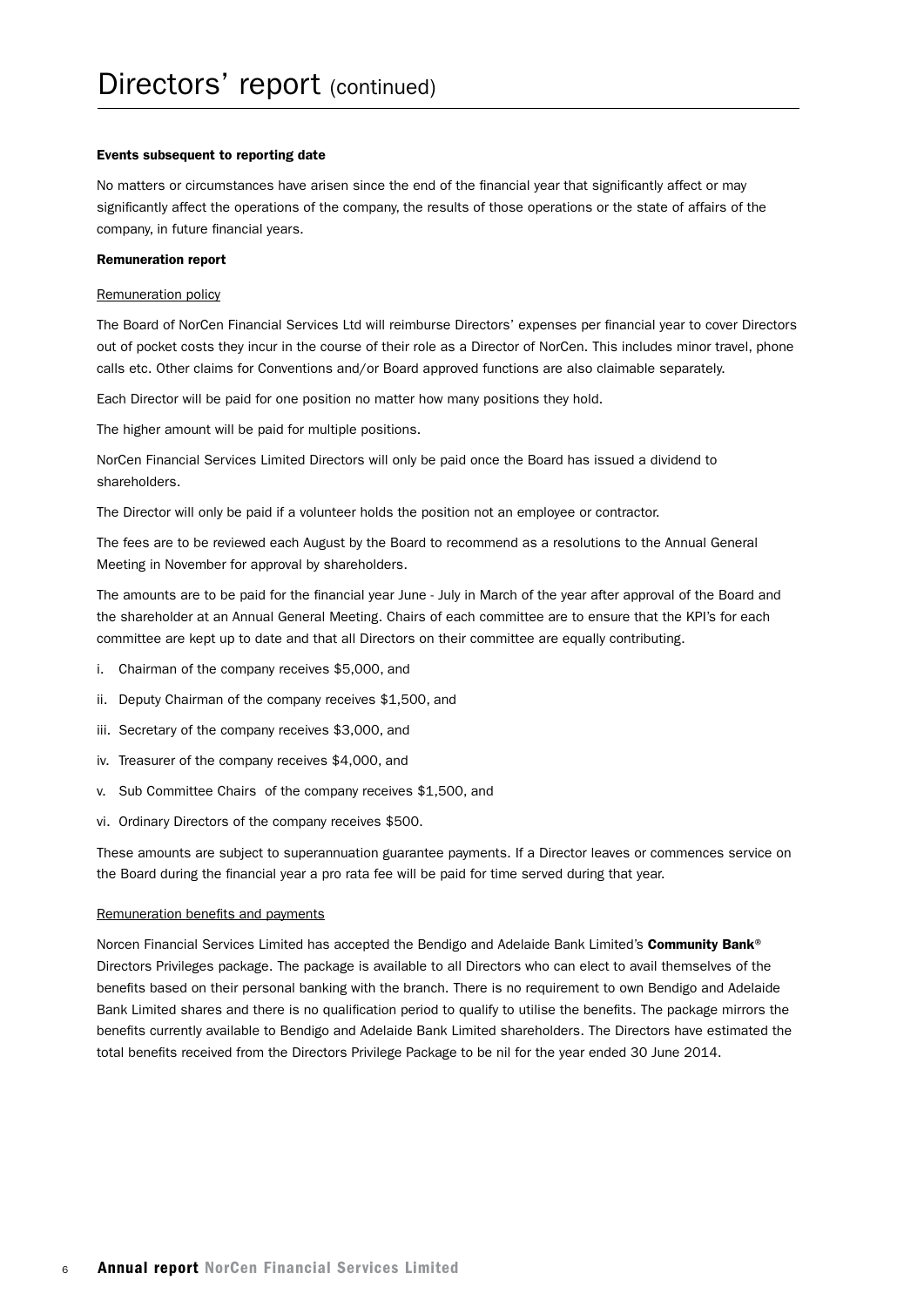# Directors' report (continued)

**Events subsequent to reporting date**

No matters or circumstances have arisen since the end of the financial year that significantly affect or may significantly affect the operations of the company, the results of those operations or the state of affairs of the company, in future financial years.

**Remuneration report**

Remuneration policy

The Board of NorCen Financial Services Ltd will reimburse Directors' expenses per financial year to cover Directors out of pocket costs they incur in the course of their role as a Director of NorCen. This includes minor travel, phone calls etc. Other claims for Conventions and/or Board approved functions are also claimable separately.

Each Director will be paid for one position no matter how many positions they hold.

The higher amount will be paid for multiple positions.

NorCen Financial Services Limited Directors will only be paid once the Board has issued a dividend to shareholders.

The Director will only be paid if a volunteer holds the position not an employee or contractor.

The fees are to be reviewed each August by the Board to recommend as a resolutions to the Annual General Meeting in November for approval by shareholders.

The amounts are to be paid for the financial year June - July in March of the year after approval of the Board and the shareholder at an Annual General Meeting. Chairs of each committee are to ensure that the KPI's for each committee are kept up to date and that all Directors on their committee are equally contributing.

i. Chairman of the company receives $5,000, and

ii. Deputy Chairman of the company receives $1,500, and

iii. Secretary of the company receives $3,000, and

iv. Treasurer of the company receives $4,000, and

v. Sub Committee Chairs of the company receives $1,500, and

vi. Ordinary Directors of the company receives $500.

These amounts are subject to superannuation guarantee payments. If a Director leaves or commences service on the Board during the financial year a pro rata fee will be paid for time served during that year.

Remuneration benefits and payments

Norcen Financial Services Limited has accepted the Bendigo and Adelaide Bank Limited's **Community Bank**® Directors Privileges package. The package is available to all Directors who can elect to avail themselves of the benefits based on their personal banking with the branch. There is no requirement to own Bendigo and Adelaide Bank Limited shares and there is no qualification period to qualify to utilise the benefits. The package mirrors the benefits currently available to Bendigo and Adelaide Bank Limited shareholders. The Directors have estimated the total benefits received from the Directors Privilege Package to be nil for the year ended 30 June 2014.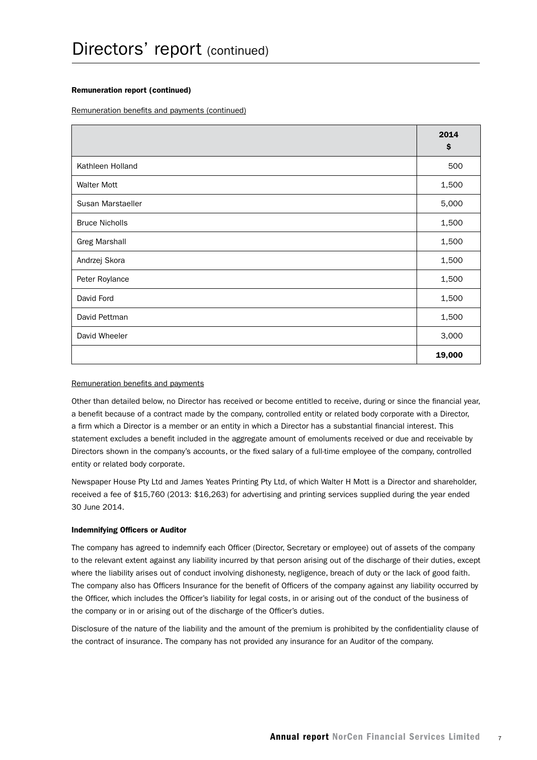# Directors' report (continued)

**Remuneration report (continued)**

Remuneration benefits and payments (continued)

| | 2014 $ |
|---|---|
| Kathleen Holland | 500 |
| Walter Mott | 1,500 |
| Susan Marstaeller | 5,000 |
| Bruce Nicholls | 1,500 |
| Greg Marshall | 1,500 |
| Andrzej Skora | 1,500 |
| Peter Roylance | 1,500 |
| David Ford | 1,500 |
| David Pettman | 1,500 |
| David Wheeler | 3,000 |
| | **19,000** |

Remuneration benefits and payments

Other than detailed below, no Director has received or become entitled to receive, during or since the financial year, a benefit because of a contract made by the company, controlled entity or related body corporate with a Director, a firm which a Director is a member or an entity in which a Director has a substantial financial interest. This statement excludes a benefit included in the aggregate amount of emoluments received or due and receivable by Directors shown in the company's accounts, or the fixed salary of a full-time employee of the company, controlled entity or related body corporate.

Newspaper House Pty Ltd and James Yeates Printing Pty Ltd, of which Walter H Mott is a Director and shareholder, received a fee of $15,760 (2013: $16,263) for advertising and printing services supplied during the year ended 30 June 2014.

**Indemnifying Officers or Auditor**

The company has agreed to indemnify each Officer (Director, Secretary or employee) out of assets of the company to the relevant extent against any liability incurred by that person arising out of the discharge of their duties, except where the liability arises out of conduct involving dishonesty, negligence, breach of duty or the lack of good faith. The company also has Officers Insurance for the benefit of Officers of the company against any liability occurred by the Officer, which includes the Officer's liability for legal costs, in or arising out of the conduct of the business of the company or in or arising out of the discharge of the Officer's duties.

Disclosure of the nature of the liability and the amount of the premium is prohibited by the confidentiality clause of the contract of insurance. The company has not provided any insurance for an Auditor of the company.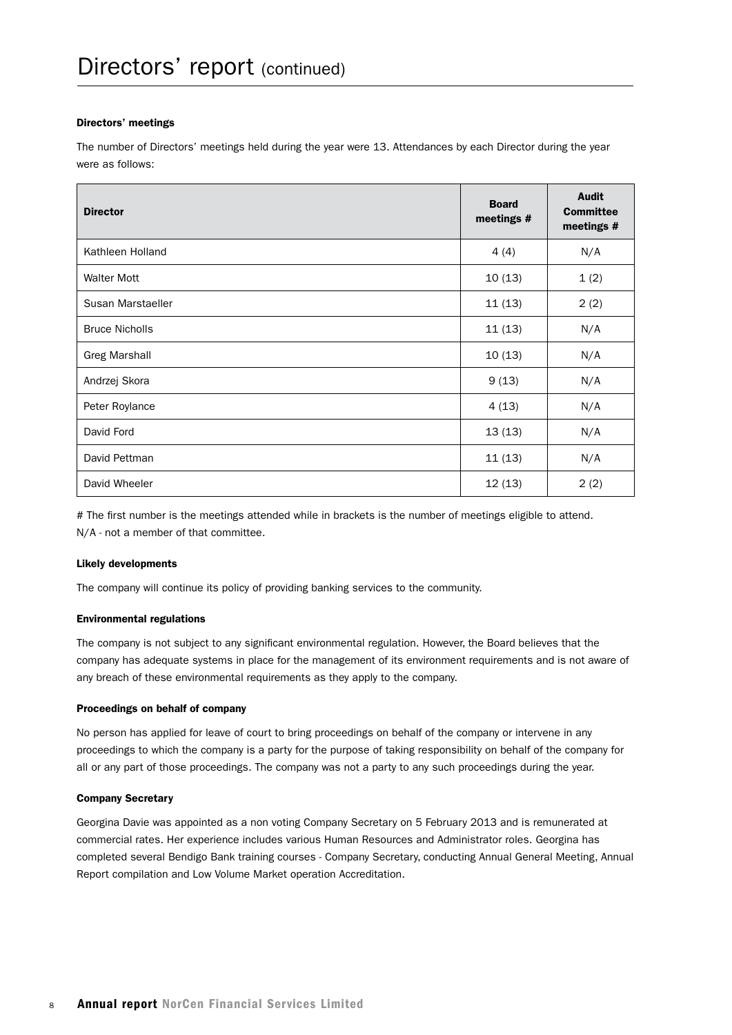# Directors' report (continued)

### Directors' meetings

The number of Directors' meetings held during the year were 13. Attendances by each Director during the year were as follows:

| Director | Board meetings # | Audit Committee meetings # |
|---|---|---|
| Kathleen Holland | 4 (4) | N/A |
| Walter Mott | 10 (13) | 1 (2) |
| Susan Marstaeller | 11 (13) | 2 (2) |
| Bruce Nicholls | 11 (13) | N/A |
| Greg Marshall | 10 (13) | N/A |
| Andrzej Skora | 9 (13) | N/A |
| Peter Roylance | 4 (13) | N/A |
| David Ford | 13 (13) | N/A |
| David Pettman | 11 (13) | N/A |
| David Wheeler | 12 (13) | 2 (2) |

# The first number is the meetings attended while in brackets is the number of meetings eligible to attend.
N/A - not a member of that committee.

### Likely developments

The company will continue its policy of providing banking services to the community.

### Environmental regulations

The company is not subject to any significant environmental regulation. However, the Board believes that the company has adequate systems in place for the management of its environment requirements and is not aware of any breach of these environmental requirements as they apply to the company.

### Proceedings on behalf of company

No person has applied for leave of court to bring proceedings on behalf of the company or intervene in any proceedings to which the company is a party for the purpose of taking responsibility on behalf of the company for all or any part of those proceedings. The company was not a party to any such proceedings during the year.

### Company Secretary

Georgina Davie was appointed as a non voting Company Secretary on 5 February 2013 and is remunerated at commercial rates. Her experience includes various Human Resources and Administrator roles. Georgina has completed several Bendigo Bank training courses - Company Secretary, conducting Annual General Meeting, Annual Report compilation and Low Volume Market operation Accreditation.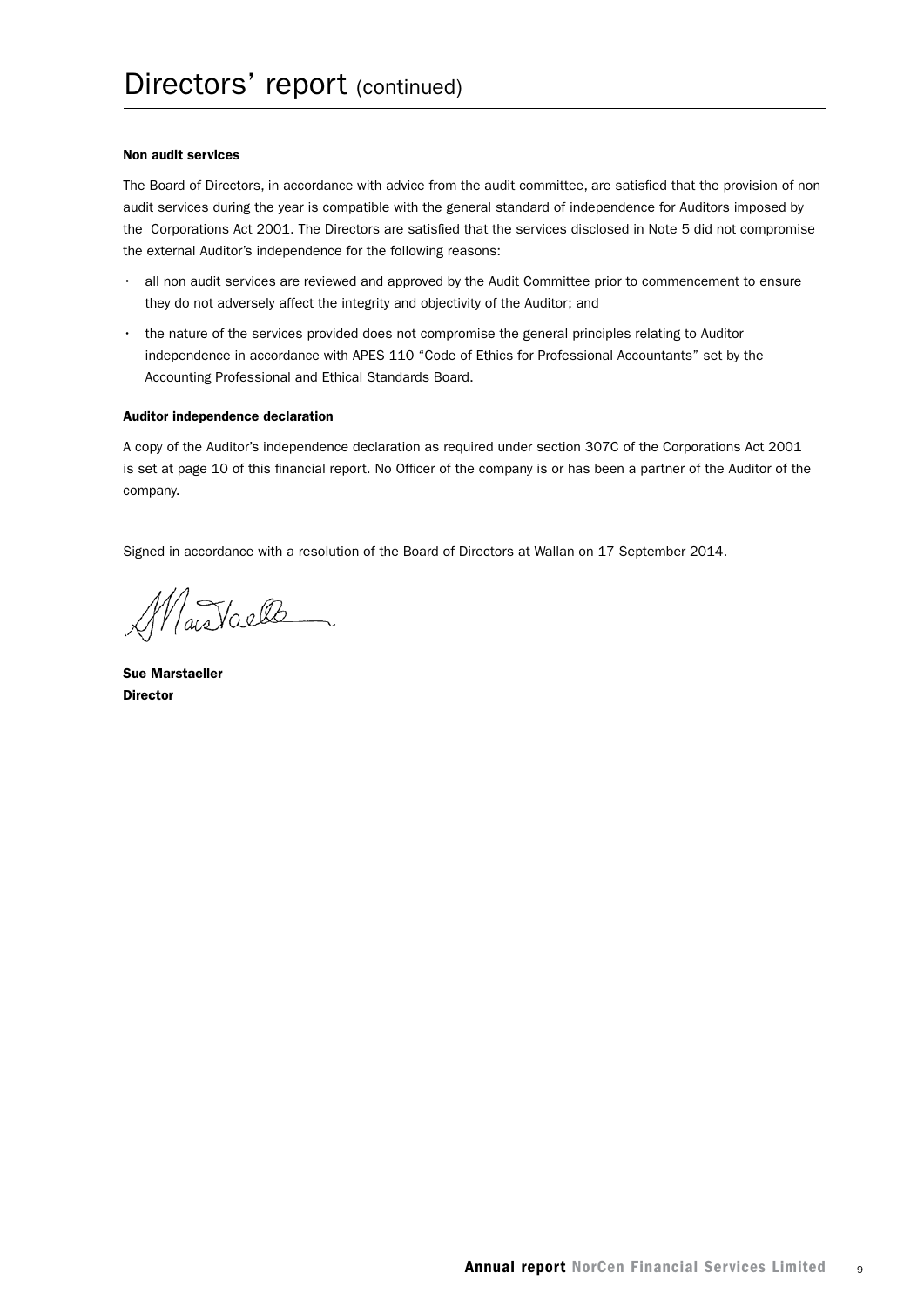# Directors' report (continued)

**Non audit services**

The Board of Directors, in accordance with advice from the audit committee, are satisfied that the provision of non audit services during the year is compatible with the general standard of independence for Auditors imposed by the Corporations Act 2001. The Directors are satisfied that the services disclosed in Note 5 did not compromise the external Auditor's independence for the following reasons:

- all non audit services are reviewed and approved by the Audit Committee prior to commencement to ensure they do not adversely affect the integrity and objectivity of the Auditor; and
- the nature of the services provided does not compromise the general principles relating to Auditor independence in accordance with APES 110 "Code of Ethics for Professional Accountants" set by the Accounting Professional and Ethical Standards Board.

**Auditor independence declaration**

A copy of the Auditor's independence declaration as required under section 307C of the Corporations Act 2001 is set at page 10 of this financial report. No Officer of the company is or has been a partner of the Auditor of the company.

Signed in accordance with a resolution of the Board of Directors at Wallan on 17 September 2014.

**Sue Marstaeller**
**Director**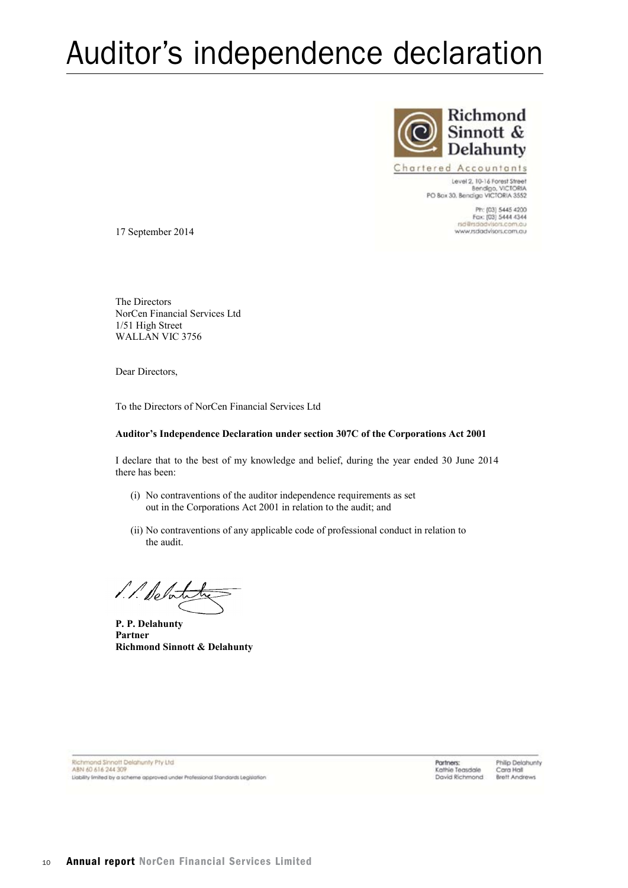# Auditor's independence declaration

**Richmond Sinnott & Delahunty**

Chartered Accountants

Level 2, 10-16 Forest Street
Bendigo, VICTORIA
PO Box 30, Bendigo VICTORIA 3552

Ph: (03) 5445 4200
Fax: (03) 5444 4344
rsd@rsdadvisors.com.au
www.rsdadvisors.com.au

17 September 2014

The Directors
NorCen Financial Services Ltd
1/51 High Street
WALLAN VIC 3756

Dear Directors,

To the Directors of NorCen Financial Services Ltd

**Auditor's Independence Declaration under section 307C of the Corporations Act 2001**

I declare that to the best of my knowledge and belief, during the year ended 30 June 2014 there has been:

(i) No contraventions of the auditor independence requirements as set out in the Corporations Act 2001 in relation to the audit; and

(ii) No contraventions of any applicable code of professional conduct in relation to the audit.

**P. P. Delahunty**
**Partner**
**Richmond Sinnott & Delahunty**

Richmond Sinnott Delahunty Pty Ltd
ABN 60 616 244 309
Liability limited by a scheme approved under Professional Standards Legislation

Partners:
Kathie Teasdale
David Richmond
Philip Delahunty
Cara Hall
Brett Andrews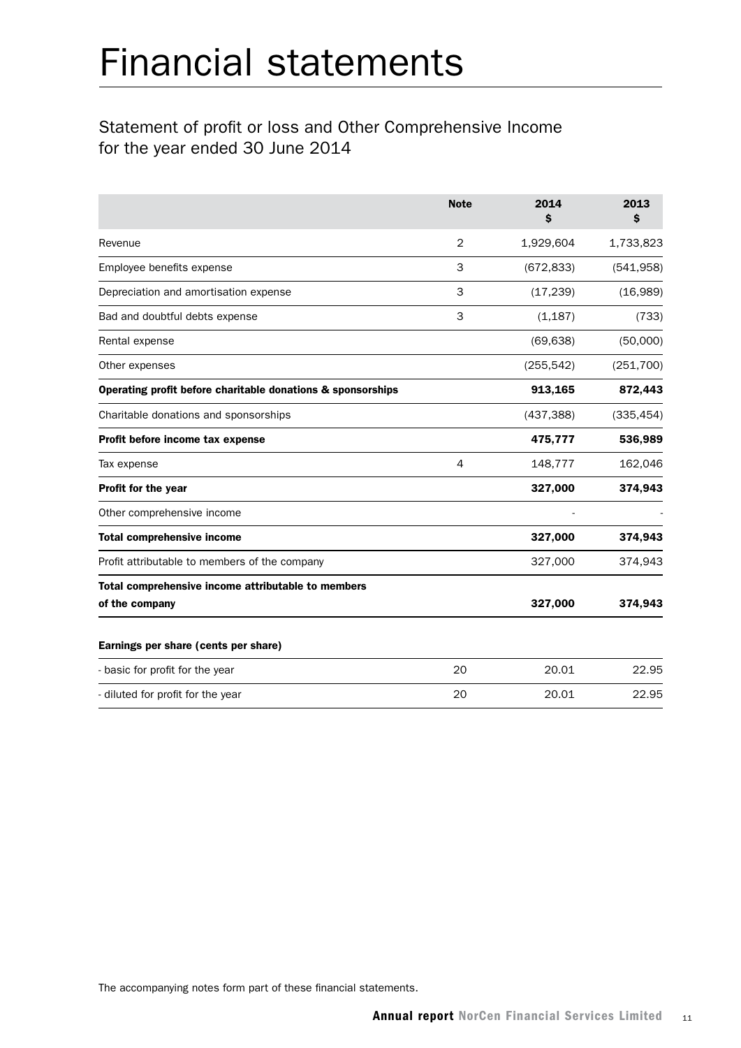# Financial statements

## Statement of profit or loss and Other Comprehensive Income for the year ended 30 June 2014

| | Note | 2014 $ | 2013 $ |
|---|---|---|---|
| Revenue | 2 | 1,929,604 | 1,733,823 |
| Employee benefits expense | 3 | (672,833) | (541,958) |
| Depreciation and amortisation expense | 3 | (17,239) | (16,989) |
| Bad and doubtful debts expense | 3 | (1,187) | (733) |
| Rental expense | | (69,638) | (50,000) |
| Other expenses | | (255,542) | (251,700) |
| **Operating profit before charitable donations & sponsorships** | | **913,165** | **872,443** |
| Charitable donations and sponsorships | | (437,388) | (335,454) |
| **Profit before income tax expense** | | **475,777** | **536,989** |
| Tax expense | 4 | 148,777 | 162,046 |
| **Profit for the year** | | **327,000** | **374,943** |
| Other comprehensive income | | - | - |
| **Total comprehensive income** | | **327,000** | **374,943** |
| Profit attributable to members of the company | | 327,000 | 374,943 |
| **Total comprehensive income attributable to members of the company** | | **327,000** | **374,943** |
| **Earnings per share (cents per share)** | | | |
| - basic for profit for the year | 20 | 20.01 | 22.95 |
| - diluted for profit for the year | 20 | 20.01 | 22.95 |

The accompanying notes form part of these financial statements.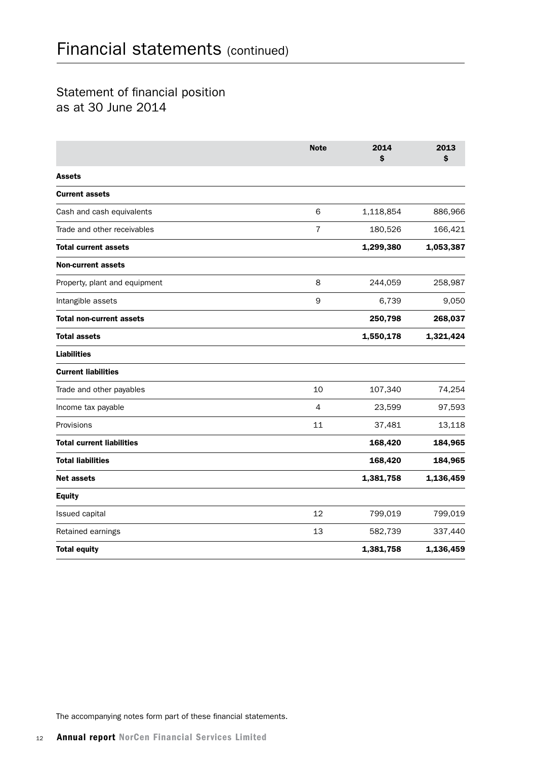# Financial statements (continued)

## Statement of financial position as at 30 June 2014

| | Note | 2014 $ | 2013 $ |
|---|---|---|---|
| **Assets** | | | |
| **Current assets** | | | |
| Cash and cash equivalents | 6 | 1,118,854 | 886,966 |
| Trade and other receivables | 7 | 180,526 | 166,421 |
| **Total current assets** | | **1,299,380** | **1,053,387** |
| **Non-current assets** | | | |
| Property, plant and equipment | 8 | 244,059 | 258,987 |
| Intangible assets | 9 | 6,739 | 9,050 |
| **Total non-current assets** | | **250,798** | **268,037** |
| **Total assets** | | **1,550,178** | **1,321,424** |
| **Liabilities** | | | |
| **Current liabilities** | | | |
| Trade and other payables | 10 | 107,340 | 74,254 |
| Income tax payable | 4 | 23,599 | 97,593 |
| Provisions | 11 | 37,481 | 13,118 |
| **Total current liabilities** | | **168,420** | **184,965** |
| **Total liabilities** | | **168,420** | **184,965** |
| **Net assets** | | **1,381,758** | **1,136,459** |
| **Equity** | | | |
| Issued capital | 12 | 799,019 | 799,019 |
| Retained earnings | 13 | 582,739 | 337,440 |
| **Total equity** | | **1,381,758** | **1,136,459** |

The accompanying notes form part of these financial statements.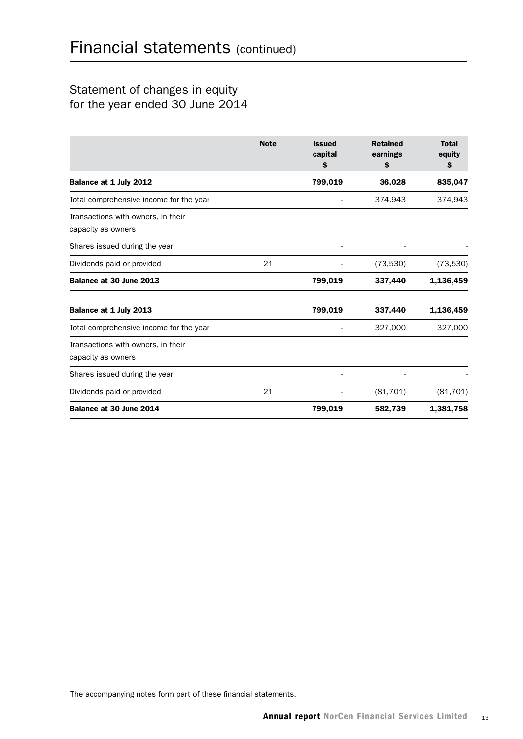# Financial statements (continued)

## Statement of changes in equity for the year ended 30 June 2014

| | Note | Issued capital $ | Retained earnings $ | Total equity $ |
|---|---|---|---|---|
| **Balance at 1 July 2012** | | **799,019** | **36,028** | **835,047** |
| Total comprehensive income for the year | | - | 374,943 | 374,943 |
| Transactions with owners, in their capacity as owners | | | | |
| Shares issued during the year | | - | - | - |
| Dividends paid or provided | 21 | - | (73,530) | (73,530) |
| **Balance at 30 June 2013** | | **799,019** | **337,440** | **1,136,459** |
| **Balance at 1 July 2013** | | **799,019** | **337,440** | **1,136,459** |
| Total comprehensive income for the year | | - | 327,000 | 327,000 |
| Transactions with owners, in their capacity as owners | | | | |
| Shares issued during the year | | - | - | - |
| Dividends paid or provided | 21 | - | (81,701) | (81,701) |
| **Balance at 30 June 2014** | | **799,019** | **582,739** | **1,381,758** |

The accompanying notes form part of these financial statements.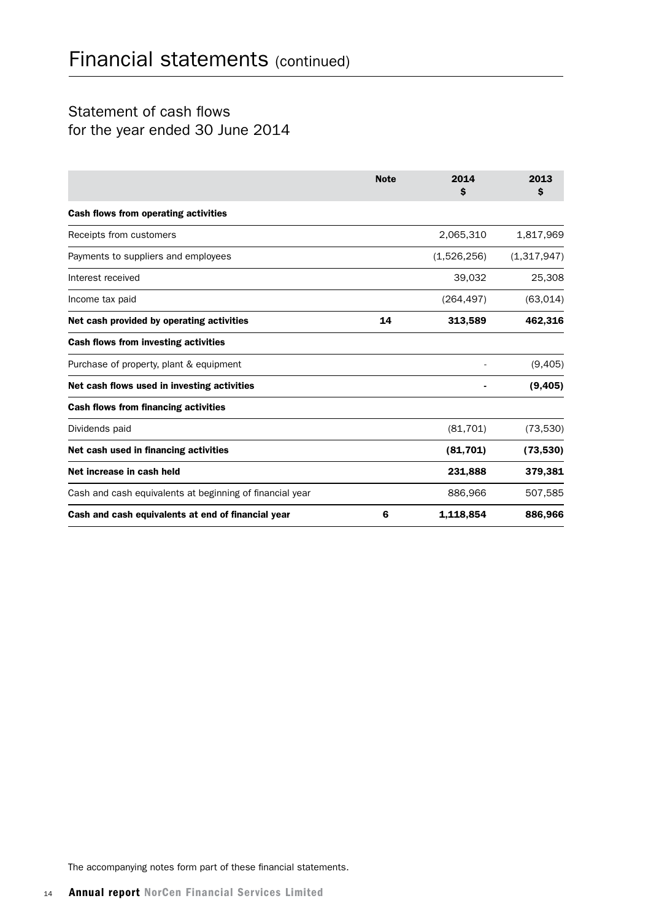# Financial statements (continued)

## Statement of cash flows
## for the year ended 30 June 2014

| | Note | 2014<br>$ | 2013<br>$ |
|---|---|---|---|
| **Cash flows from operating activities** | | | |
| Receipts from customers | | 2,065,310 | 1,817,969 |
| Payments to suppliers and employees | | (1,526,256) | (1,317,947) |
| Interest received | | 39,032 | 25,308 |
| Income tax paid | | (264,497) | (63,014) |
| **Net cash provided by operating activities** | **14** | **313,589** | **462,316** |
| **Cash flows from investing activities** | | | |
| Purchase of property, plant & equipment | | - | (9,405) |
| **Net cash flows used in investing activities** | | **-** | **(9,405)** |
| **Cash flows from financing activities** | | | |
| Dividends paid | | (81,701) | (73,530) |
| **Net cash used in financing activities** | | **(81,701)** | **(73,530)** |
| **Net increase in cash held** | | **231,888** | **379,381** |
| Cash and cash equivalents at beginning of financial year | | 886,966 | 507,585 |
| **Cash and cash equivalents at end of financial year** | **6** | **1,118,854** | **886,966** |

The accompanying notes form part of these financial statements.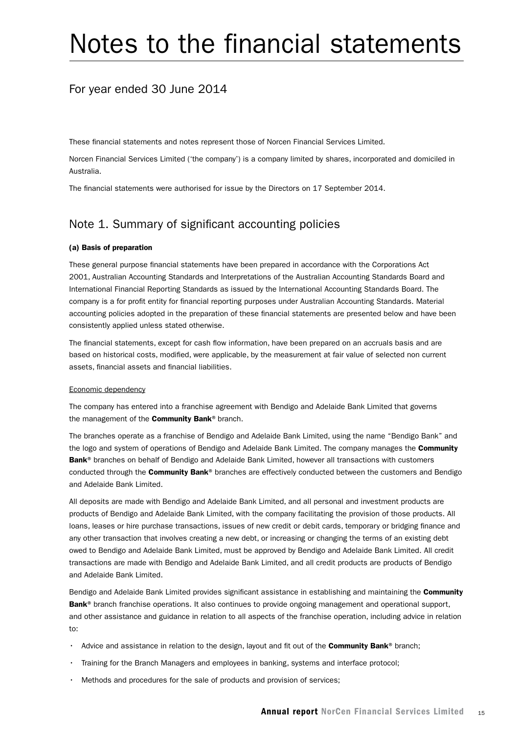# Notes to the financial statements

## For year ended 30 June 2014

These financial statements and notes represent those of Norcen Financial Services Limited.

Norcen Financial Services Limited ('the company') is a company limited by shares, incorporated and domiciled in Australia.

The financial statements were authorised for issue by the Directors on 17 September 2014.

## Note 1. Summary of significant accounting policies

**(a) Basis of preparation**

These general purpose financial statements have been prepared in accordance with the Corporations Act 2001, Australian Accounting Standards and Interpretations of the Australian Accounting Standards Board and International Financial Reporting Standards as issued by the International Accounting Standards Board. The company is a for profit entity for financial reporting purposes under Australian Accounting Standards. Material accounting policies adopted in the preparation of these financial statements are presented below and have been consistently applied unless stated otherwise.

The financial statements, except for cash flow information, have been prepared on an accruals basis and are based on historical costs, modified, were applicable, by the measurement at fair value of selected non current assets, financial assets and financial liabilities.

Economic dependency

The company has entered into a franchise agreement with Bendigo and Adelaide Bank Limited that governs the management of the **Community Bank**® branch.

The branches operate as a franchise of Bendigo and Adelaide Bank Limited, using the name "Bendigo Bank" and the logo and system of operations of Bendigo and Adelaide Bank Limited. The company manages the **Community Bank**® branches on behalf of Bendigo and Adelaide Bank Limited, however all transactions with customers conducted through the **Community Bank**® branches are effectively conducted between the customers and Bendigo and Adelaide Bank Limited.

All deposits are made with Bendigo and Adelaide Bank Limited, and all personal and investment products are products of Bendigo and Adelaide Bank Limited, with the company facilitating the provision of those products. All loans, leases or hire purchase transactions, issues of new credit or debit cards, temporary or bridging finance and any other transaction that involves creating a new debt, or increasing or changing the terms of an existing debt owed to Bendigo and Adelaide Bank Limited, must be approved by Bendigo and Adelaide Bank Limited. All credit transactions are made with Bendigo and Adelaide Bank Limited, and all credit products are products of Bendigo and Adelaide Bank Limited.

Bendigo and Adelaide Bank Limited provides significant assistance in establishing and maintaining the **Community Bank**® branch franchise operations. It also continues to provide ongoing management and operational support, and other assistance and guidance in relation to all aspects of the franchise operation, including advice in relation to:

- Advice and assistance in relation to the design, layout and fit out of the **Community Bank**® branch;
- Training for the Branch Managers and employees in banking, systems and interface protocol;
- Methods and procedures for the sale of products and provision of services;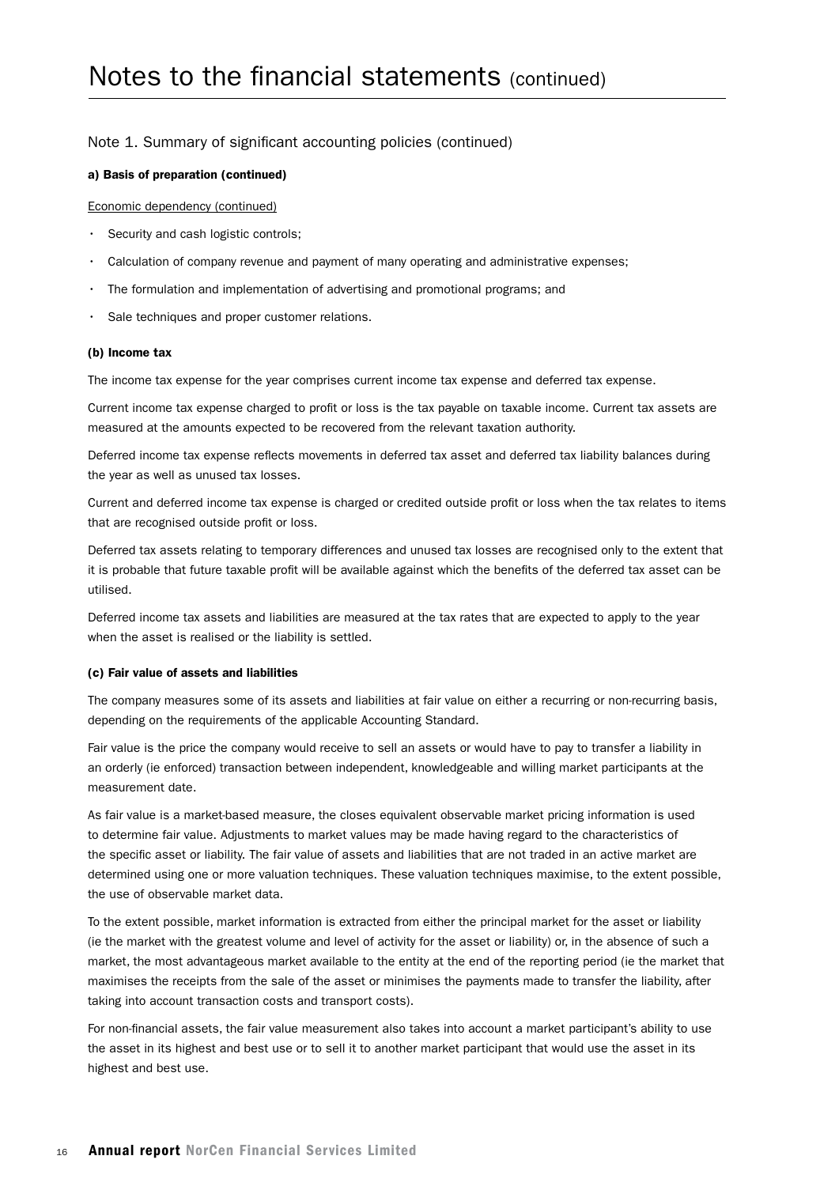# Notes to the financial statements (continued)

## Note 1. Summary of significant accounting policies (continued)

**a) Basis of preparation (continued)**

Economic dependency (continued)

- Security and cash logistic controls;
- Calculation of company revenue and payment of many operating and administrative expenses;
- The formulation and implementation of advertising and promotional programs; and
- Sale techniques and proper customer relations.

**(b) Income tax**

The income tax expense for the year comprises current income tax expense and deferred tax expense.

Current income tax expense charged to profit or loss is the tax payable on taxable income. Current tax assets are measured at the amounts expected to be recovered from the relevant taxation authority.

Deferred income tax expense reflects movements in deferred tax asset and deferred tax liability balances during the year as well as unused tax losses.

Current and deferred income tax expense is charged or credited outside profit or loss when the tax relates to items that are recognised outside profit or loss.

Deferred tax assets relating to temporary differences and unused tax losses are recognised only to the extent that it is probable that future taxable profit will be available against which the benefits of the deferred tax asset can be utilised.

Deferred income tax assets and liabilities are measured at the tax rates that are expected to apply to the year when the asset is realised or the liability is settled.

**(c) Fair value of assets and liabilities**

The company measures some of its assets and liabilities at fair value on either a recurring or non-recurring basis, depending on the requirements of the applicable Accounting Standard.

Fair value is the price the company would receive to sell an assets or would have to pay to transfer a liability in an orderly (ie enforced) transaction between independent, knowledgeable and willing market participants at the measurement date.

As fair value is a market-based measure, the closes equivalent observable market pricing information is used to determine fair value. Adjustments to market values may be made having regard to the characteristics of the specific asset or liability. The fair value of assets and liabilities that are not traded in an active market are determined using one or more valuation techniques. These valuation techniques maximise, to the extent possible, the use of observable market data.

To the extent possible, market information is extracted from either the principal market for the asset or liability (ie the market with the greatest volume and level of activity for the asset or liability) or, in the absence of such a market, the most advantageous market available to the entity at the end of the reporting period (ie the market that maximises the receipts from the sale of the asset or minimises the payments made to transfer the liability, after taking into account transaction costs and transport costs).

For non-financial assets, the fair value measurement also takes into account a market participant's ability to use the asset in its highest and best use or to sell it to another market participant that would use the asset in its highest and best use.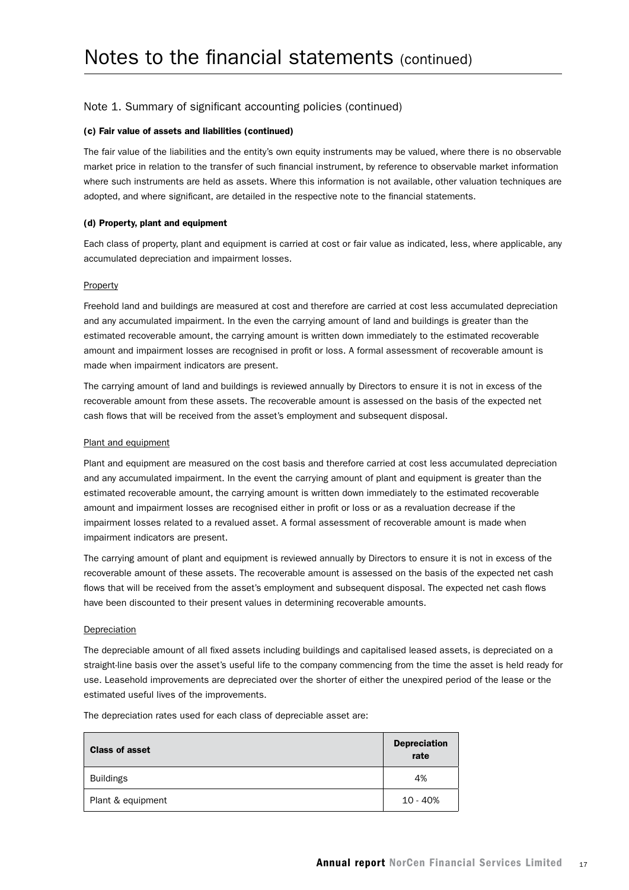# Notes to the financial statements (continued)

## Note 1. Summary of significant accounting policies (continued)

#### (c) Fair value of assets and liabilities (continued)

The fair value of the liabilities and the entity's own equity instruments may be valued, where there is no observable market price in relation to the transfer of such financial instrument, by reference to observable market information where such instruments are held as assets. Where this information is not available, other valuation techniques are adopted, and where significant, are detailed in the respective note to the financial statements.

#### (d) Property, plant and equipment

Each class of property, plant and equipment is carried at cost or fair value as indicated, less, where applicable, any accumulated depreciation and impairment losses.

Property

Freehold land and buildings are measured at cost and therefore are carried at cost less accumulated depreciation and any accumulated impairment. In the even the carrying amount of land and buildings is greater than the estimated recoverable amount, the carrying amount is written down immediately to the estimated recoverable amount and impairment losses are recognised in profit or loss. A formal assessment of recoverable amount is made when impairment indicators are present.

The carrying amount of land and buildings is reviewed annually by Directors to ensure it is not in excess of the recoverable amount from these assets. The recoverable amount is assessed on the basis of the expected net cash flows that will be received from the asset's employment and subsequent disposal.

Plant and equipment

Plant and equipment are measured on the cost basis and therefore carried at cost less accumulated depreciation and any accumulated impairment. In the event the carrying amount of plant and equipment is greater than the estimated recoverable amount, the carrying amount is written down immediately to the estimated recoverable amount and impairment losses are recognised either in profit or loss or as a revaluation decrease if the impairment losses related to a revalued asset. A formal assessment of recoverable amount is made when impairment indicators are present.

The carrying amount of plant and equipment is reviewed annually by Directors to ensure it is not in excess of the recoverable amount of these assets. The recoverable amount is assessed on the basis of the expected net cash flows that will be received from the asset's employment and subsequent disposal. The expected net cash flows have been discounted to their present values in determining recoverable amounts.

Depreciation

The depreciable amount of all fixed assets including buildings and capitalised leased assets, is depreciated on a straight-line basis over the asset's useful life to the company commencing from the time the asset is held ready for use. Leasehold improvements are depreciated over the shorter of either the unexpired period of the lease or the estimated useful lives of the improvements.

The depreciation rates used for each class of depreciable asset are:

| Class of asset | Depreciation rate |
|---|---|
| Buildings | 4% |
| Plant & equipment | 10 - 40% |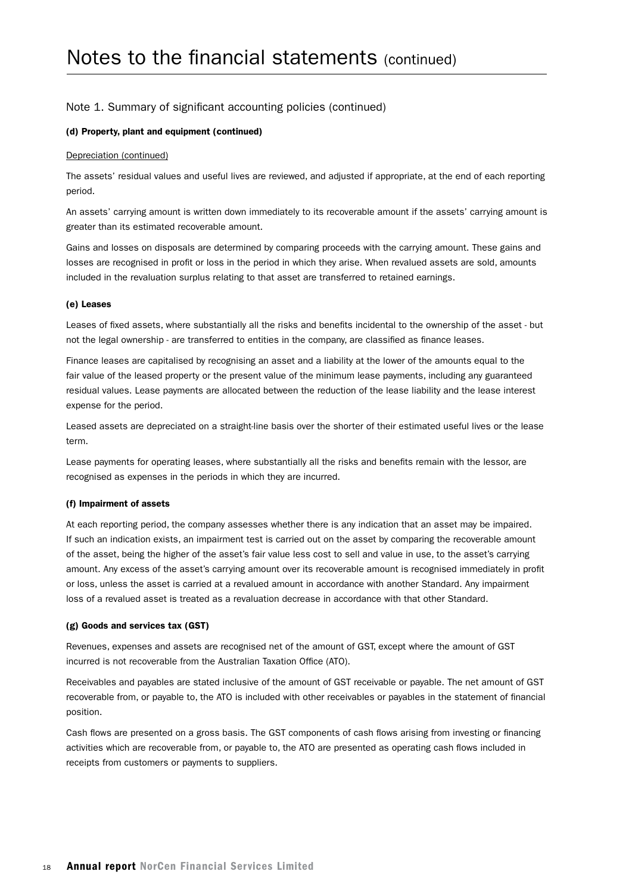# Notes to the financial statements (continued)

## Note 1. Summary of significant accounting policies (continued)

### (d) Property, plant and equipment (continued)

Depreciation (continued)

The assets' residual values and useful lives are reviewed, and adjusted if appropriate, at the end of each reporting period.

An assets' carrying amount is written down immediately to its recoverable amount if the assets' carrying amount is greater than its estimated recoverable amount.

Gains and losses on disposals are determined by comparing proceeds with the carrying amount. These gains and losses are recognised in profit or loss in the period in which they arise. When revalued assets are sold, amounts included in the revaluation surplus relating to that asset are transferred to retained earnings.

### (e) Leases

Leases of fixed assets, where substantially all the risks and benefits incidental to the ownership of the asset - but not the legal ownership - are transferred to entities in the company, are classified as finance leases.

Finance leases are capitalised by recognising an asset and a liability at the lower of the amounts equal to the fair value of the leased property or the present value of the minimum lease payments, including any guaranteed residual values. Lease payments are allocated between the reduction of the lease liability and the lease interest expense for the period.

Leased assets are depreciated on a straight-line basis over the shorter of their estimated useful lives or the lease term.

Lease payments for operating leases, where substantially all the risks and benefits remain with the lessor, are recognised as expenses in the periods in which they are incurred.

### (f) Impairment of assets

At each reporting period, the company assesses whether there is any indication that an asset may be impaired. If such an indication exists, an impairment test is carried out on the asset by comparing the recoverable amount of the asset, being the higher of the asset's fair value less cost to sell and value in use, to the asset's carrying amount. Any excess of the asset's carrying amount over its recoverable amount is recognised immediately in profit or loss, unless the asset is carried at a revalued amount in accordance with another Standard. Any impairment loss of a revalued asset is treated as a revaluation decrease in accordance with that other Standard.

### (g) Goods and services tax (GST)

Revenues, expenses and assets are recognised net of the amount of GST, except where the amount of GST incurred is not recoverable from the Australian Taxation Office (ATO).

Receivables and payables are stated inclusive of the amount of GST receivable or payable. The net amount of GST recoverable from, or payable to, the ATO is included with other receivables or payables in the statement of financial position.

Cash flows are presented on a gross basis. The GST components of cash flows arising from investing or financing activities which are recoverable from, or payable to, the ATO are presented as operating cash flows included in receipts from customers or payments to suppliers.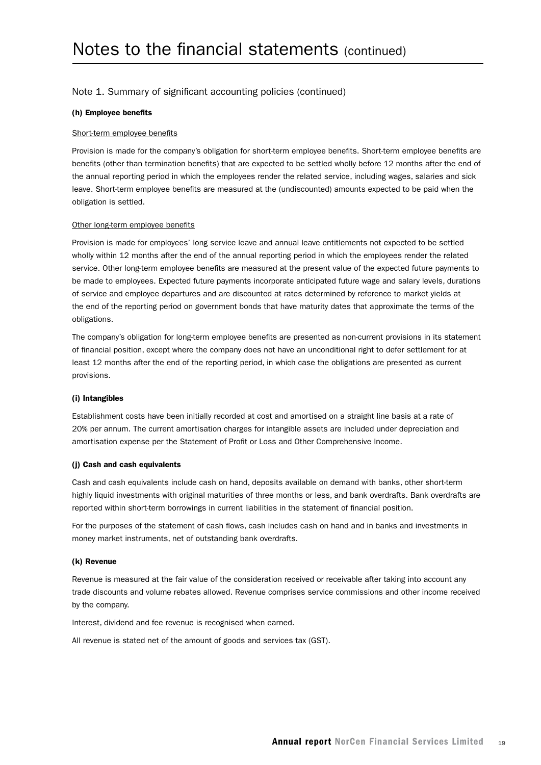# Notes to the financial statements (continued)

## Note 1. Summary of significant accounting policies (continued)

### (h) Employee benefits

Short-term employee benefits

Provision is made for the company's obligation for short-term employee benefits. Short-term employee benefits are benefits (other than termination benefits) that are expected to be settled wholly before 12 months after the end of the annual reporting period in which the employees render the related service, including wages, salaries and sick leave. Short-term employee benefits are measured at the (undiscounted) amounts expected to be paid when the obligation is settled.

Other long-term employee benefits

Provision is made for employees' long service leave and annual leave entitlements not expected to be settled wholly within 12 months after the end of the annual reporting period in which the employees render the related service. Other long-term employee benefits are measured at the present value of the expected future payments to be made to employees. Expected future payments incorporate anticipated future wage and salary levels, durations of service and employee departures and are discounted at rates determined by reference to market yields at the end of the reporting period on government bonds that have maturity dates that approximate the terms of the obligations.

The company's obligation for long-term employee benefits are presented as non-current provisions in its statement of financial position, except where the company does not have an unconditional right to defer settlement for at least 12 months after the end of the reporting period, in which case the obligations are presented as current provisions.

### (i) Intangibles

Establishment costs have been initially recorded at cost and amortised on a straight line basis at a rate of 20% per annum. The current amortisation charges for intangible assets are included under depreciation and amortisation expense per the Statement of Profit or Loss and Other Comprehensive Income.

### (j) Cash and cash equivalents

Cash and cash equivalents include cash on hand, deposits available on demand with banks, other short-term highly liquid investments with original maturities of three months or less, and bank overdrafts. Bank overdrafts are reported within short-term borrowings in current liabilities in the statement of financial position.

For the purposes of the statement of cash flows, cash includes cash on hand and in banks and investments in money market instruments, net of outstanding bank overdrafts.

### (k) Revenue

Revenue is measured at the fair value of the consideration received or receivable after taking into account any trade discounts and volume rebates allowed. Revenue comprises service commissions and other income received by the company.

Interest, dividend and fee revenue is recognised when earned.

All revenue is stated net of the amount of goods and services tax (GST).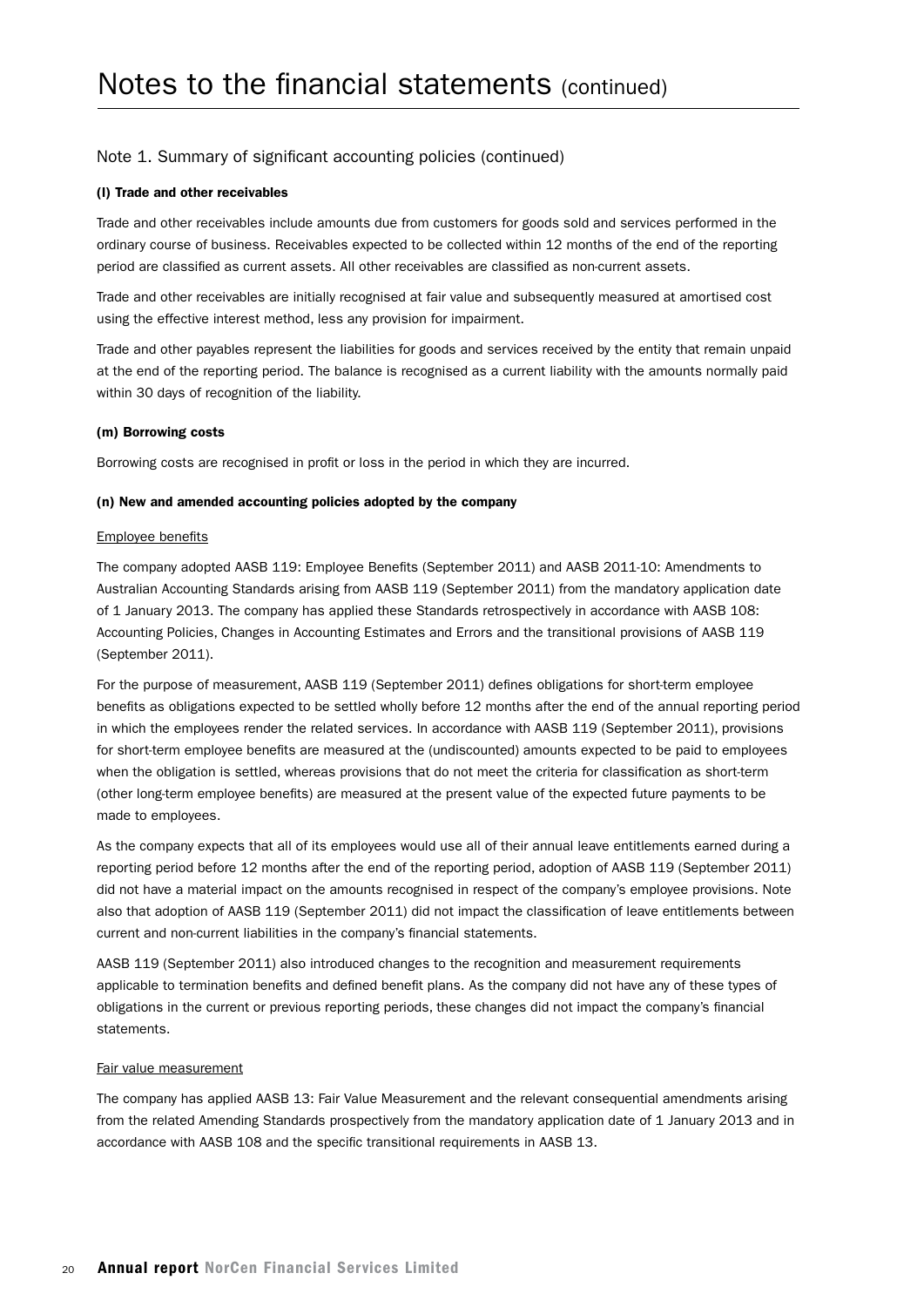# Notes to the financial statements (continued)

## Note 1. Summary of significant accounting policies (continued)

**(l) Trade and other receivables**

Trade and other receivables include amounts due from customers for goods sold and services performed in the ordinary course of business. Receivables expected to be collected within 12 months of the end of the reporting period are classified as current assets. All other receivables are classified as non-current assets.

Trade and other receivables are initially recognised at fair value and subsequently measured at amortised cost using the effective interest method, less any provision for impairment.

Trade and other payables represent the liabilities for goods and services received by the entity that remain unpaid at the end of the reporting period. The balance is recognised as a current liability with the amounts normally paid within 30 days of recognition of the liability.

**(m) Borrowing costs**

Borrowing costs are recognised in profit or loss in the period in which they are incurred.

**(n) New and amended accounting policies adopted by the company**

Employee benefits

The company adopted AASB 119: Employee Benefits (September 2011) and AASB 2011-10: Amendments to Australian Accounting Standards arising from AASB 119 (September 2011) from the mandatory application date of 1 January 2013. The company has applied these Standards retrospectively in accordance with AASB 108: Accounting Policies, Changes in Accounting Estimates and Errors and the transitional provisions of AASB 119 (September 2011).

For the purpose of measurement, AASB 119 (September 2011) defines obligations for short-term employee benefits as obligations expected to be settled wholly before 12 months after the end of the annual reporting period in which the employees render the related services. In accordance with AASB 119 (September 2011), provisions for short-term employee benefits are measured at the (undiscounted) amounts expected to be paid to employees when the obligation is settled, whereas provisions that do not meet the criteria for classification as short-term (other long-term employee benefits) are measured at the present value of the expected future payments to be made to employees.

As the company expects that all of its employees would use all of their annual leave entitlements earned during a reporting period before 12 months after the end of the reporting period, adoption of AASB 119 (September 2011) did not have a material impact on the amounts recognised in respect of the company's employee provisions. Note also that adoption of AASB 119 (September 2011) did not impact the classification of leave entitlements between current and non-current liabilities in the company's financial statements.

AASB 119 (September 2011) also introduced changes to the recognition and measurement requirements applicable to termination benefits and defined benefit plans. As the company did not have any of these types of obligations in the current or previous reporting periods, these changes did not impact the company's financial statements.

Fair value measurement

The company has applied AASB 13: Fair Value Measurement and the relevant consequential amendments arising from the related Amending Standards prospectively from the mandatory application date of 1 January 2013 and in accordance with AASB 108 and the specific transitional requirements in AASB 13.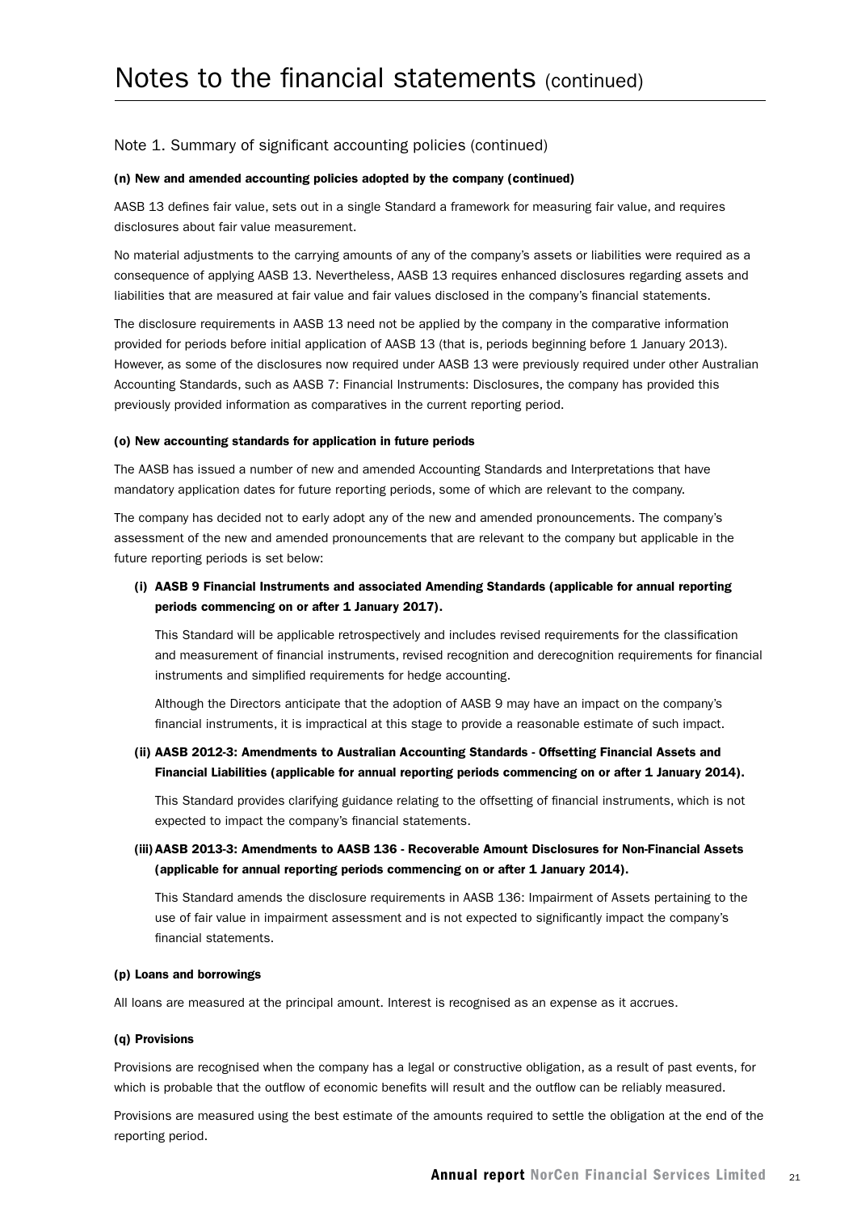# Notes to the financial statements (continued)

## Note 1. Summary of significant accounting policies (continued)

**(n) New and amended accounting policies adopted by the company (continued)**

AASB 13 defines fair value, sets out in a single Standard a framework for measuring fair value, and requires disclosures about fair value measurement.

No material adjustments to the carrying amounts of any of the company's assets or liabilities were required as a consequence of applying AASB 13. Nevertheless, AASB 13 requires enhanced disclosures regarding assets and liabilities that are measured at fair value and fair values disclosed in the company's financial statements.

The disclosure requirements in AASB 13 need not be applied by the company in the comparative information provided for periods before initial application of AASB 13 (that is, periods beginning before 1 January 2013). However, as some of the disclosures now required under AASB 13 were previously required under other Australian Accounting Standards, such as AASB 7: Financial Instruments: Disclosures, the company has provided this previously provided information as comparatives in the current reporting period.

**(o) New accounting standards for application in future periods**

The AASB has issued a number of new and amended Accounting Standards and Interpretations that have mandatory application dates for future reporting periods, some of which are relevant to the company.

The company has decided not to early adopt any of the new and amended pronouncements. The company's assessment of the new and amended pronouncements that are relevant to the company but applicable in the future reporting periods is set below:

**(i) AASB 9 Financial Instruments and associated Amending Standards (applicable for annual reporting periods commencing on or after 1 January 2017).**

This Standard will be applicable retrospectively and includes revised requirements for the classification and measurement of financial instruments, revised recognition and derecognition requirements for financial instruments and simplified requirements for hedge accounting.

Although the Directors anticipate that the adoption of AASB 9 may have an impact on the company's financial instruments, it is impractical at this stage to provide a reasonable estimate of such impact.

**(ii) AASB 2012-3: Amendments to Australian Accounting Standards - Offsetting Financial Assets and Financial Liabilities (applicable for annual reporting periods commencing on or after 1 January 2014).**

This Standard provides clarifying guidance relating to the offsetting of financial instruments, which is not expected to impact the company's financial statements.

**(iii) AASB 2013-3: Amendments to AASB 136 - Recoverable Amount Disclosures for Non-Financial Assets (applicable for annual reporting periods commencing on or after 1 January 2014).**

This Standard amends the disclosure requirements in AASB 136: Impairment of Assets pertaining to the use of fair value in impairment assessment and is not expected to significantly impact the company's financial statements.

**(p) Loans and borrowings**

All loans are measured at the principal amount. Interest is recognised as an expense as it accrues.

**(q) Provisions**

Provisions are recognised when the company has a legal or constructive obligation, as a result of past events, for which is probable that the outflow of economic benefits will result and the outflow can be reliably measured.

Provisions are measured using the best estimate of the amounts required to settle the obligation at the end of the reporting period.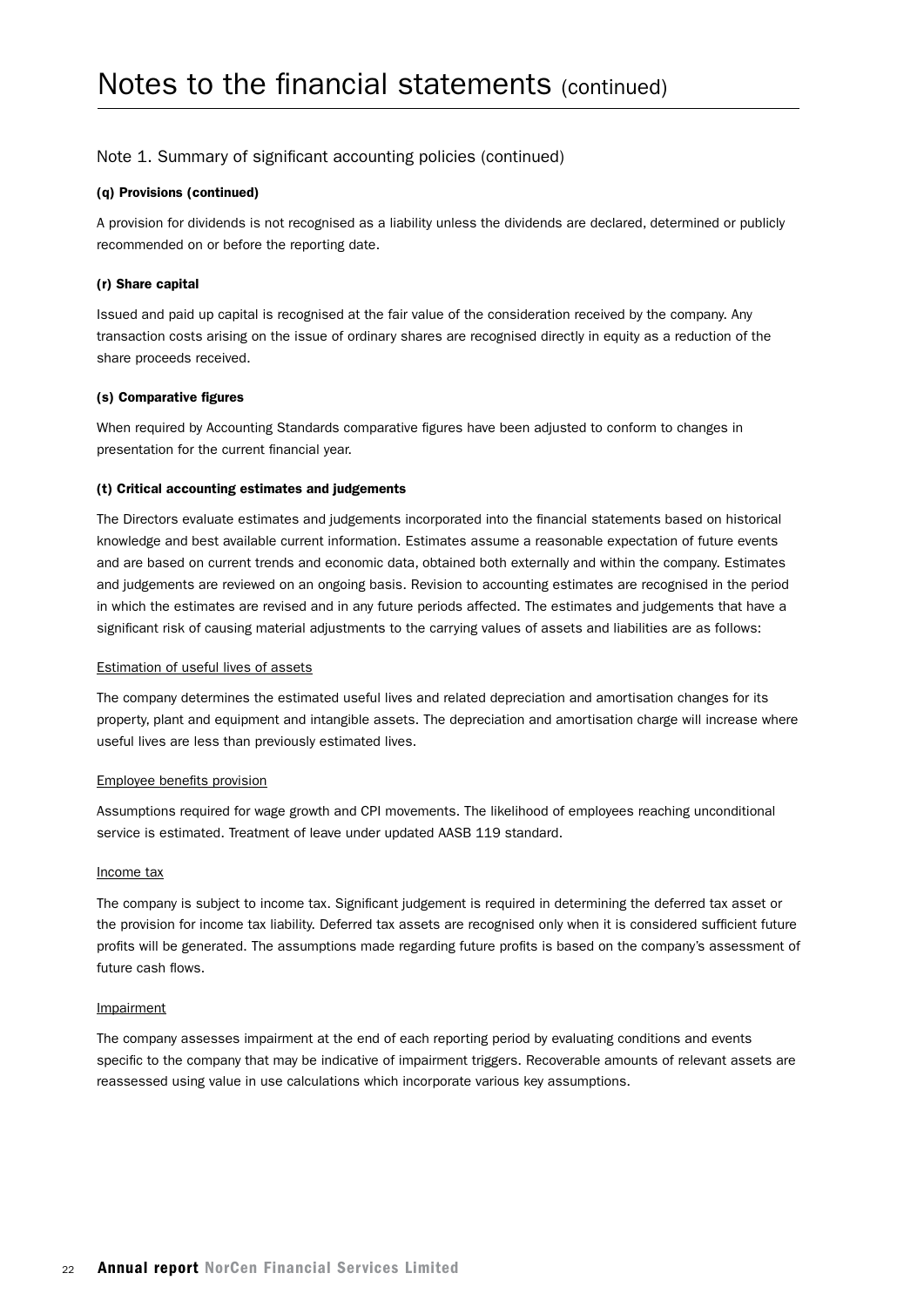# Notes to the financial statements (continued)

## Note 1. Summary of significant accounting policies (continued)

**(q) Provisions (continued)**

A provision for dividends is not recognised as a liability unless the dividends are declared, determined or publicly recommended on or before the reporting date.

**(r) Share capital**

Issued and paid up capital is recognised at the fair value of the consideration received by the company. Any transaction costs arising on the issue of ordinary shares are recognised directly in equity as a reduction of the share proceeds received.

**(s) Comparative figures**

When required by Accounting Standards comparative figures have been adjusted to conform to changes in presentation for the current financial year.

**(t) Critical accounting estimates and judgements**

The Directors evaluate estimates and judgements incorporated into the financial statements based on historical knowledge and best available current information. Estimates assume a reasonable expectation of future events and are based on current trends and economic data, obtained both externally and within the company. Estimates and judgements are reviewed on an ongoing basis. Revision to accounting estimates are recognised in the period in which the estimates are revised and in any future periods affected. The estimates and judgements that have a significant risk of causing material adjustments to the carrying values of assets and liabilities are as follows:

Estimation of useful lives of assets

The company determines the estimated useful lives and related depreciation and amortisation changes for its property, plant and equipment and intangible assets. The depreciation and amortisation charge will increase where useful lives are less than previously estimated lives.

Employee benefits provision

Assumptions required for wage growth and CPI movements. The likelihood of employees reaching unconditional service is estimated. Treatment of leave under updated AASB 119 standard.

Income tax

The company is subject to income tax. Significant judgement is required in determining the deferred tax asset or the provision for income tax liability. Deferred tax assets are recognised only when it is considered sufficient future profits will be generated. The assumptions made regarding future profits is based on the company's assessment of future cash flows.

Impairment

The company assesses impairment at the end of each reporting period by evaluating conditions and events specific to the company that may be indicative of impairment triggers. Recoverable amounts of relevant assets are reassessed using value in use calculations which incorporate various key assumptions.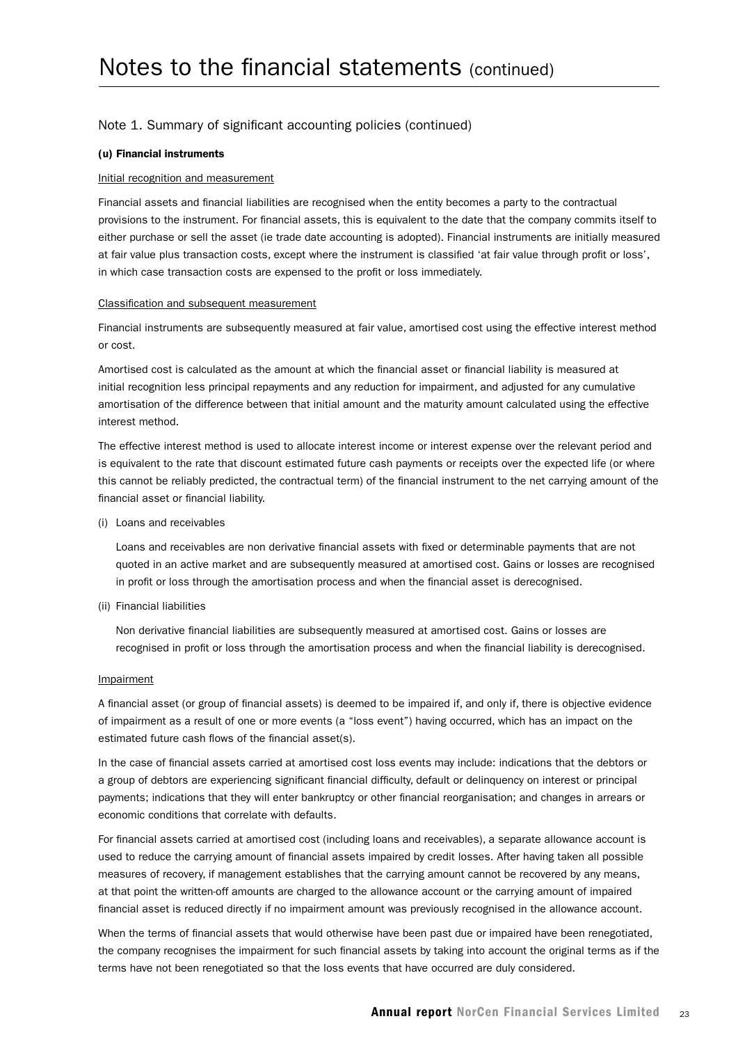# Notes to the financial statements (continued)

## Note 1. Summary of significant accounting policies (continued)

### (u) Financial instruments

Initial recognition and measurement

Financial assets and financial liabilities are recognised when the entity becomes a party to the contractual provisions to the instrument. For financial assets, this is equivalent to the date that the company commits itself to either purchase or sell the asset (ie trade date accounting is adopted). Financial instruments are initially measured at fair value plus transaction costs, except where the instrument is classified 'at fair value through profit or loss', in which case transaction costs are expensed to the profit or loss immediately.

Classification and subsequent measurement

Financial instruments are subsequently measured at fair value, amortised cost using the effective interest method or cost.

Amortised cost is calculated as the amount at which the financial asset or financial liability is measured at initial recognition less principal repayments and any reduction for impairment, and adjusted for any cumulative amortisation of the difference between that initial amount and the maturity amount calculated using the effective interest method.

The effective interest method is used to allocate interest income or interest expense over the relevant period and is equivalent to the rate that discount estimated future cash payments or receipts over the expected life (or where this cannot be reliably predicted, the contractual term) of the financial instrument to the net carrying amount of the financial asset or financial liability.

(i) Loans and receivables

Loans and receivables are non derivative financial assets with fixed or determinable payments that are not quoted in an active market and are subsequently measured at amortised cost. Gains or losses are recognised in profit or loss through the amortisation process and when the financial asset is derecognised.

(ii) Financial liabilities

Non derivative financial liabilities are subsequently measured at amortised cost. Gains or losses are recognised in profit or loss through the amortisation process and when the financial liability is derecognised.

Impairment

A financial asset (or group of financial assets) is deemed to be impaired if, and only if, there is objective evidence of impairment as a result of one or more events (a "loss event") having occurred, which has an impact on the estimated future cash flows of the financial asset(s).

In the case of financial assets carried at amortised cost loss events may include: indications that the debtors or a group of debtors are experiencing significant financial difficulty, default or delinquency on interest or principal payments; indications that they will enter bankruptcy or other financial reorganisation; and changes in arrears or economic conditions that correlate with defaults.

For financial assets carried at amortised cost (including loans and receivables), a separate allowance account is used to reduce the carrying amount of financial assets impaired by credit losses. After having taken all possible measures of recovery, if management establishes that the carrying amount cannot be recovered by any means, at that point the written-off amounts are charged to the allowance account or the carrying amount of impaired financial asset is reduced directly if no impairment amount was previously recognised in the allowance account.

When the terms of financial assets that would otherwise have been past due or impaired have been renegotiated, the company recognises the impairment for such financial assets by taking into account the original terms as if the terms have not been renegotiated so that the loss events that have occurred are duly considered.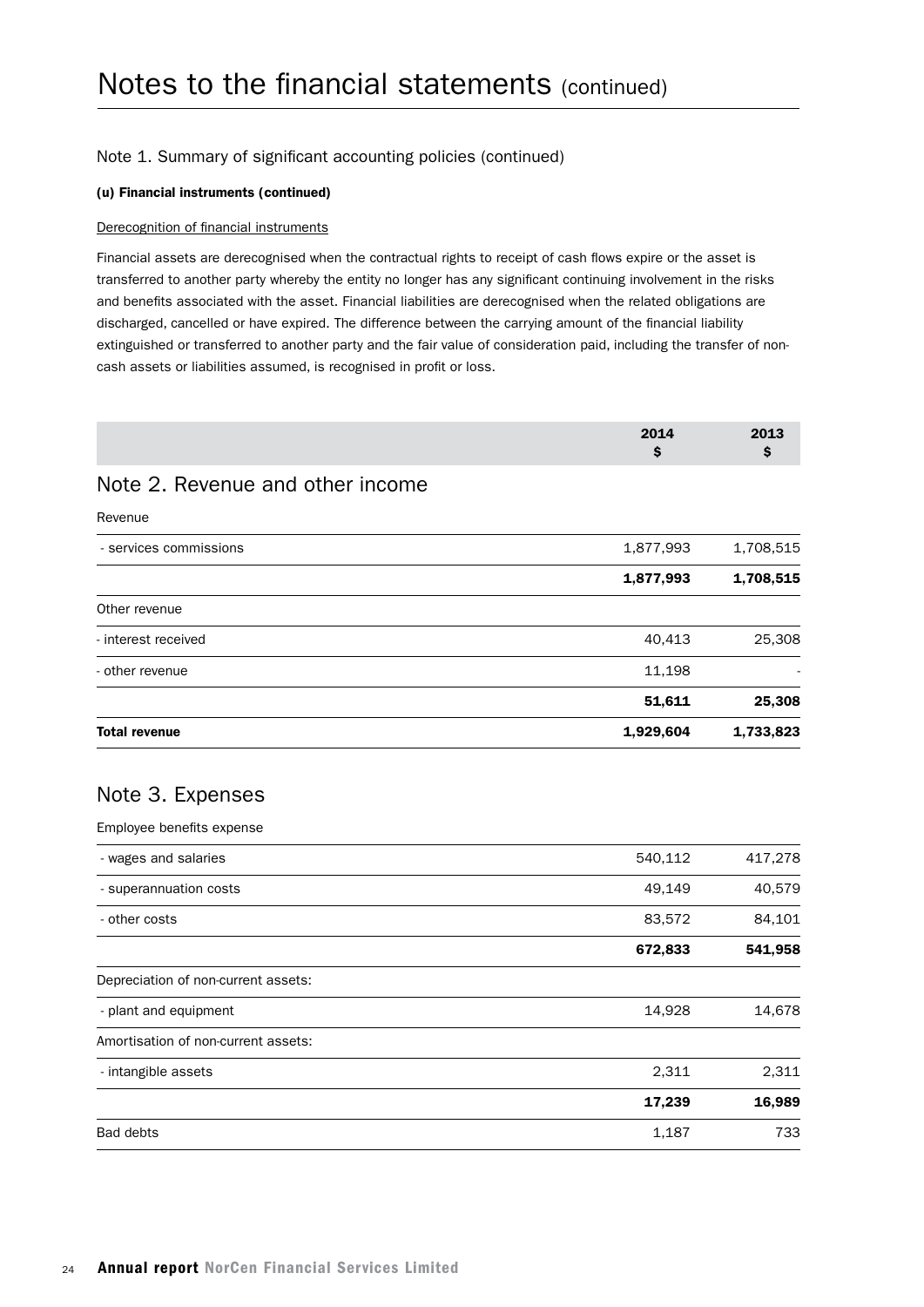# Notes to the financial statements (continued)

## Note 1. Summary of significant accounting policies (continued)

### (u) Financial instruments (continued)

Derecognition of financial instruments

Financial assets are derecognised when the contractual rights to receipt of cash flows expire or the asset is transferred to another party whereby the entity no longer has any significant continuing involvement in the risks and benefits associated with the asset. Financial liabilities are derecognised when the related obligations are discharged, cancelled or have expired. The difference between the carrying amount of the financial liability extinguished or transferred to another party and the fair value of consideration paid, including the transfer of non-cash assets or liabilities assumed, is recognised in profit or loss.

## Note 2. Revenue and other income

| | 2014 $ | 2013 $ |
|---|---|---|
| Revenue | | |
| - services commissions | 1,877,993 | 1,708,515 |
| | **1,877,993** | **1,708,515** |
| Other revenue | | |
| - interest received | 40,413 | 25,308 |
| - other revenue | 11,198 | - |
| | **51,611** | **25,308** |
| **Total revenue** | **1,929,604** | **1,733,823** |

## Note 3. Expenses

| | 2014 $ | 2013 $ |
|---|---|---|
| Employee benefits expense | | |
| - wages and salaries | 540,112 | 417,278 |
| - superannuation costs | 49,149 | 40,579 |
| - other costs | 83,572 | 84,101 |
| | **672,833** | **541,958** |
| Depreciation of non-current assets: | | |
| - plant and equipment | 14,928 | 14,678 |
| Amortisation of non-current assets: | | |
| - intangible assets | 2,311 | 2,311 |
| | **17,239** | **16,989** |
| Bad debts | 1,187 | 733 |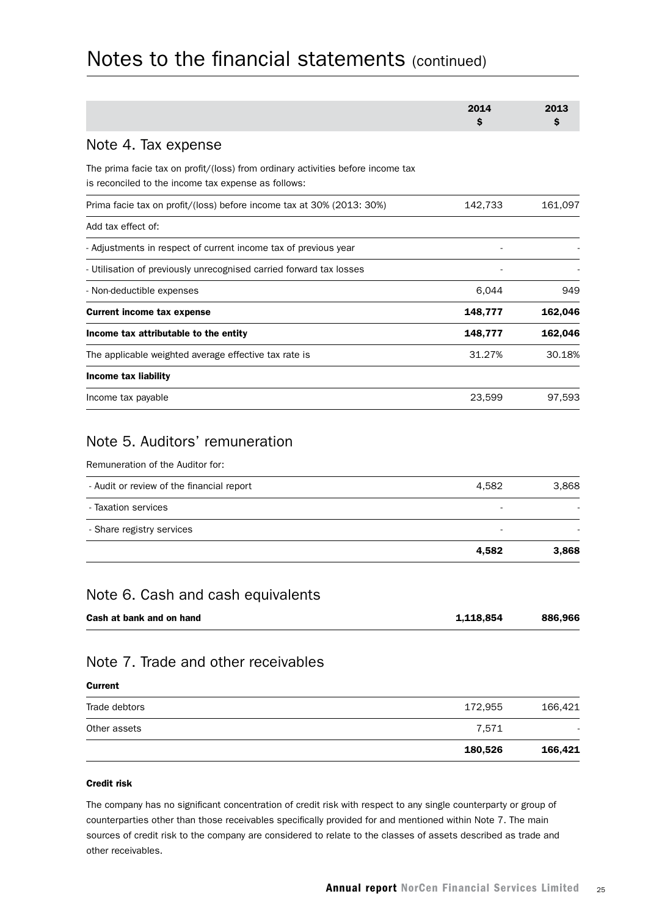# Notes to the financial statements (continued)

| | 2014<br>$ | 2013<br>$ |
|---|---|---|

## Note 4. Tax expense

The prima facie tax on profit/(loss) from ordinary activities before income tax is reconciled to the income tax expense as follows:

| | 2014<br>$ | 2013<br>$ |
|---|---|---|
| Prima facie tax on profit/(loss) before income tax at 30% (2013: 30%) | 142,733 | 161,097 |
| Add tax effect of: | | |
| - Adjustments in respect of current income tax of previous year | - | - |
| - Utilisation of previously unrecognised carried forward tax losses | - | - |
| - Non-deductible expenses | 6,044 | 949 |
| **Current income tax expense** | **148,777** | **162,046** |
| **Income tax attributable to the entity** | **148,777** | **162,046** |
| The applicable weighted average effective tax rate is | 31.27% | 30.18% |
| **Income tax liability** | | |
| Income tax payable | 23,599 | 97,593 |

## Note 5. Auditors' remuneration

Remuneration of the Auditor for:

| | 2014<br>$ | 2013<br>$ |
|---|---|---|
| - Audit or review of the financial report | 4,582 | 3,868 |
| - Taxation services | - | - |
| - Share registry services | - | - |
| | **4,582** | **3,868** |

## Note 6. Cash and cash equivalents

| | 2014<br>$ | 2013<br>$ |
|---|---|---|
| **Cash at bank and on hand** | **1,118,854** | **886,966** |

## Note 7. Trade and other receivables

| | 2014<br>$ | 2013<br>$ |
|---|---|---|
| **Current** | | |
| Trade debtors | 172,955 | 166,421 |
| Other assets | 7,571 | - |
| | **180,526** | **166,421** |

**Credit risk**

The company has no significant concentration of credit risk with respect to any single counterparty or group of counterparties other than those receivables specifically provided for and mentioned within Note 7. The main sources of credit risk to the company are considered to relate to the classes of assets described as trade and other receivables.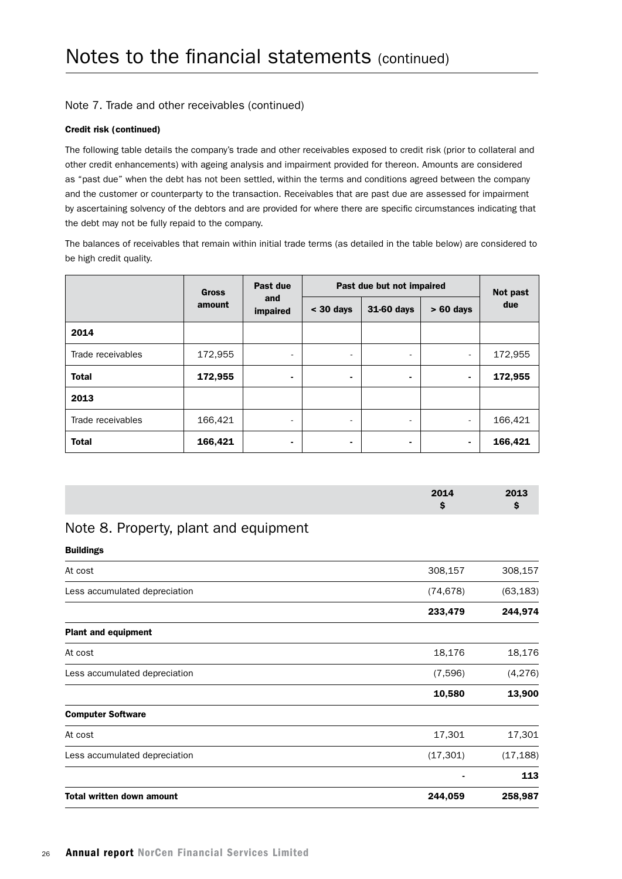# Notes to the financial statements (continued)

## Note 7. Trade and other receivables (continued)

**Credit risk (continued)**

The following table details the company's trade and other receivables exposed to credit risk (prior to collateral and other credit enhancements) with ageing analysis and impairment provided for thereon. Amounts are considered as "past due" when the debt has not been settled, within the terms and conditions agreed between the company and the customer or counterparty to the transaction. Receivables that are past due are assessed for impairment by ascertaining solvency of the debtors and are provided for where there are specific circumstances indicating that the debt may not be fully repaid to the company.

The balances of receivables that remain within initial trade terms (as detailed in the table below) are considered to be high credit quality.

| | Gross amount | Past due and impaired | Past due but not impaired | | | Not past due |
|---|---|---|---|---|---|---|
| | | | < 30 days | 31-60 days | > 60 days | |
| **2014** | | | | | | |
| Trade receivables | 172,955 | - | - | - | - | 172,955 |
| **Total** | **172,955** | **-** | **-** | **-** | **-** | **172,955** |
| **2013** | | | | | | |
| Trade receivables | 166,421 | - | - | - | - | 166,421 |
| **Total** | **166,421** | **-** | **-** | **-** | **-** | **166,421** |

## Note 8. Property, plant and equipment

| | 2014 $ | 2013 $ |
|---|---|---|
| **Buildings** | | |
| At cost | 308,157 | 308,157 |
| Less accumulated depreciation | (74,678) | (63,183) |
| | **233,479** | **244,974** |
| **Plant and equipment** | | |
| At cost | 18,176 | 18,176 |
| Less accumulated depreciation | (7,596) | (4,276) |
| | **10,580** | **13,900** |
| **Computer Software** | | |
| At cost | 17,301 | 17,301 |
| Less accumulated depreciation | (17,301) | (17,188) |
| | **-** | **113** |
| **Total written down amount** | **244,059** | **258,987** |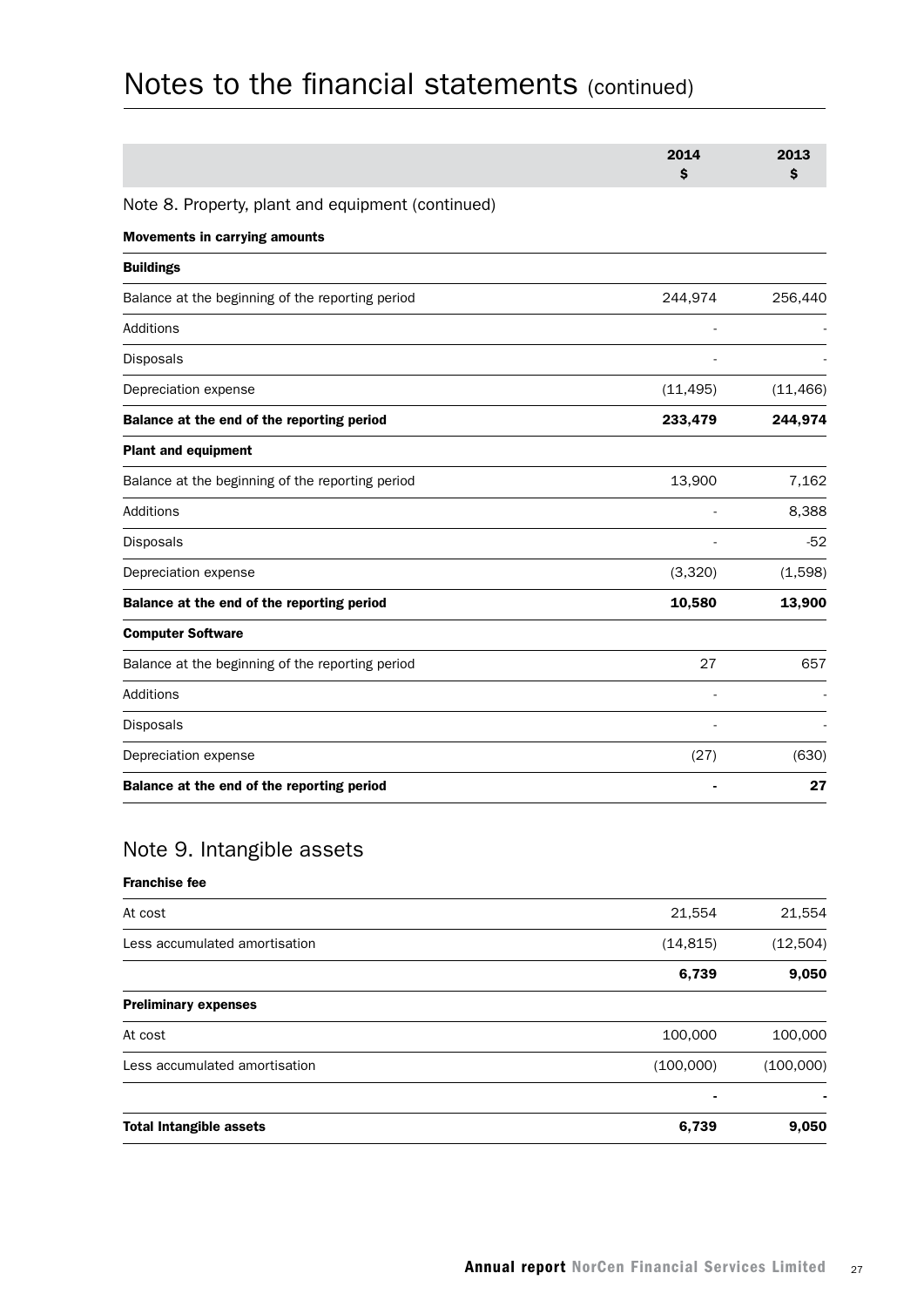# Notes to the financial statements (continued)

| | 2014<br>$ | 2013<br>$ |
|---|---|---|
| **Note 8. Property, plant and equipment (continued)** | | |
| **Movements in carrying amounts** | | |
| **Buildings** | | |
| Balance at the beginning of the reporting period | 244,974 | 256,440 |
| Additions | - | - |
| Disposals | - | - |
| Depreciation expense | (11,495) | (11,466) |
| **Balance at the end of the reporting period** | **233,479** | **244,974** |
| **Plant and equipment** | | |
| Balance at the beginning of the reporting period | 13,900 | 7,162 |
| Additions | - | 8,388 |
| Disposals | - | -52 |
| Depreciation expense | (3,320) | (1,598) |
| **Balance at the end of the reporting period** | **10,580** | **13,900** |
| **Computer Software** | | |
| Balance at the beginning of the reporting period | 27 | 657 |
| Additions | - | - |
| Disposals | - | - |
| Depreciation expense | (27) | (630) |
| **Balance at the end of the reporting period** | **-** | **27** |

## Note 9. Intangible assets

| | 2014<br>$ | 2013<br>$ |
|---|---|---|
| **Franchise fee** | | |
| At cost | 21,554 | 21,554 |
| Less accumulated amortisation | (14,815) | (12,504) |
| | **6,739** | **9,050** |
| **Preliminary expenses** | | |
| At cost | 100,000 | 100,000 |
| Less accumulated amortisation | (100,000) | (100,000) |
| | **-** | **-** |
| **Total Intangible assets** | **6,739** | **9,050** |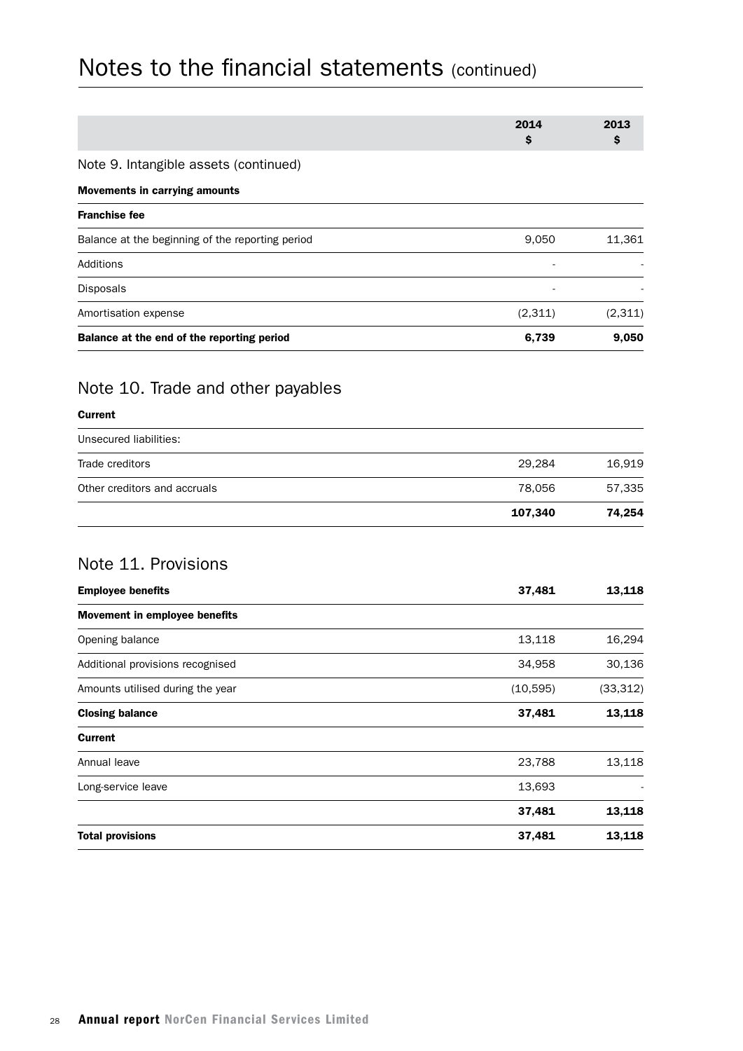# Notes to the financial statements (continued)

| | 2014 $ | 2013 $ |
|---|---|---|
| **Note 9. Intangible assets (continued)** | | |
| **Movements in carrying amounts** | | |
| **Franchise fee** | | |
| Balance at the beginning of the reporting period | 9,050 | 11,361 |
| Additions | - | - |
| Disposals | - | - |
| Amortisation expense | (2,311) | (2,311) |
| **Balance at the end of the reporting period** | **6,739** | **9,050** |

## Note 10. Trade and other payables

| | 2014 $ | 2013 $ |
|---|---|---|
| **Current** | | |
| Unsecured liabilities: | | |
| Trade creditors | 29,284 | 16,919 |
| Other creditors and accruals | 78,056 | 57,335 |
| | **107,340** | **74,254** |

## Note 11. Provisions

| | 2014 $ | 2013 $ |
|---|---|---|
| **Employee benefits** | **37,481** | **13,118** |
| **Movement in employee benefits** | | |
| Opening balance | 13,118 | 16,294 |
| Additional provisions recognised | 34,958 | 30,136 |
| Amounts utilised during the year | (10,595) | (33,312) |
| **Closing balance** | **37,481** | **13,118** |
| **Current** | | |
| Annual leave | 23,788 | 13,118 |
| Long-service leave | 13,693 | - |
| | **37,481** | **13,118** |
| **Total provisions** | **37,481** | **13,118** |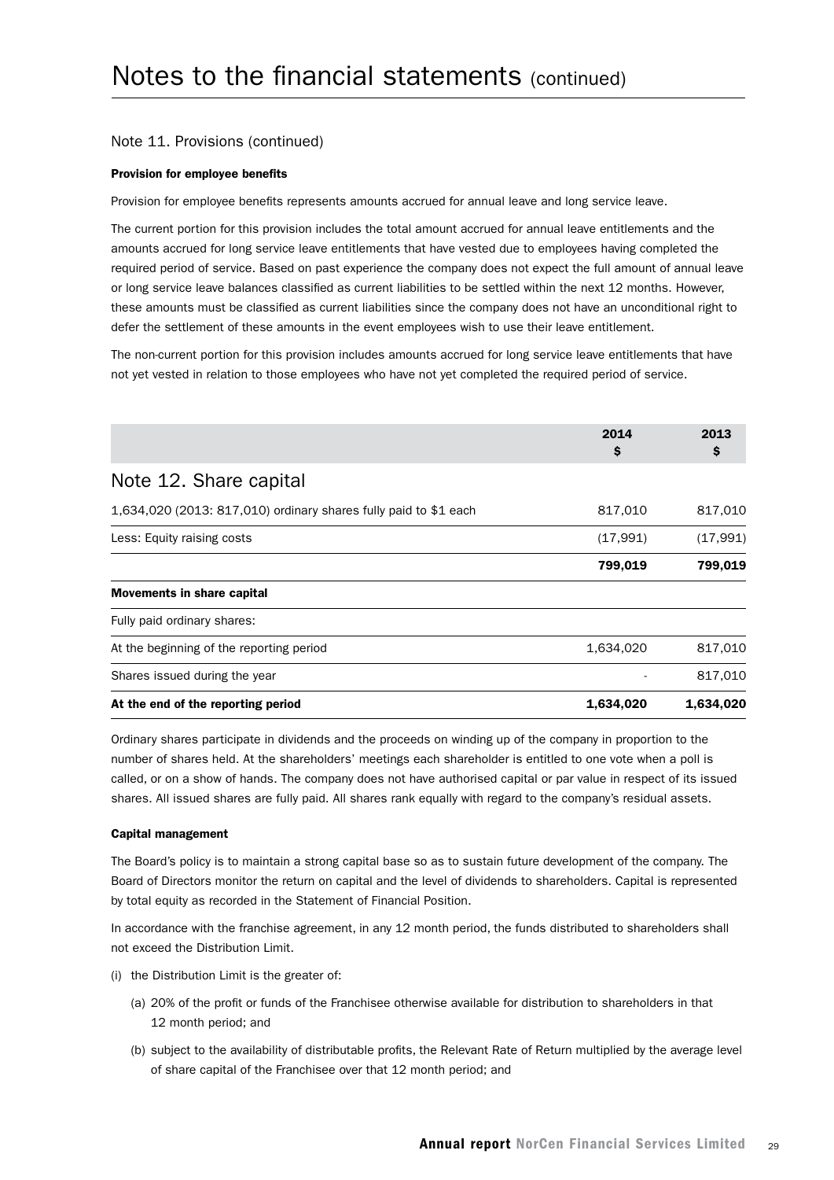# Notes to the financial statements (continued)

## Note 11. Provisions (continued)

**Provision for employee benefits**

Provision for employee benefits represents amounts accrued for annual leave and long service leave.

The current portion for this provision includes the total amount accrued for annual leave entitlements and the amounts accrued for long service leave entitlements that have vested due to employees having completed the required period of service. Based on past experience the company does not expect the full amount of annual leave or long service leave balances classified as current liabilities to be settled within the next 12 months. However, these amounts must be classified as current liabilities since the company does not have an unconditional right to defer the settlement of these amounts in the event employees wish to use their leave entitlement.

The non-current portion for this provision includes amounts accrued for long service leave entitlements that have not yet vested in relation to those employees who have not yet completed the required period of service.

| | 2014 $ | 2013 $ |
|---|---|---|
| **Note 12. Share capital** | | |
| 1,634,020 (2013: 817,010) ordinary shares fully paid to $1 each | 817,010 | 817,010 |
| Less: Equity raising costs | (17,991) | (17,991) |
| | **799,019** | **799,019** |
| **Movements in share capital** | | |
| Fully paid ordinary shares: | | |
| At the beginning of the reporting period | 1,634,020 | 817,010 |
| Shares issued during the year | - | 817,010 |
| **At the end of the reporting period** | **1,634,020** | **1,634,020** |

Ordinary shares participate in dividends and the proceeds on winding up of the company in proportion to the number of shares held. At the shareholders' meetings each shareholder is entitled to one vote when a poll is called, or on a show of hands. The company does not have authorised capital or par value in respect of its issued shares. All issued shares are fully paid. All shares rank equally with regard to the company's residual assets.

**Capital management**

The Board's policy is to maintain a strong capital base so as to sustain future development of the company. The Board of Directors monitor the return on capital and the level of dividends to shareholders. Capital is represented by total equity as recorded in the Statement of Financial Position.

In accordance with the franchise agreement, in any 12 month period, the funds distributed to shareholders shall not exceed the Distribution Limit.

(i) the Distribution Limit is the greater of:

  (a) 20% of the profit or funds of the Franchisee otherwise available for distribution to shareholders in that 12 month period; and

  (b) subject to the availability of distributable profits, the Relevant Rate of Return multiplied by the average level of share capital of the Franchisee over that 12 month period; and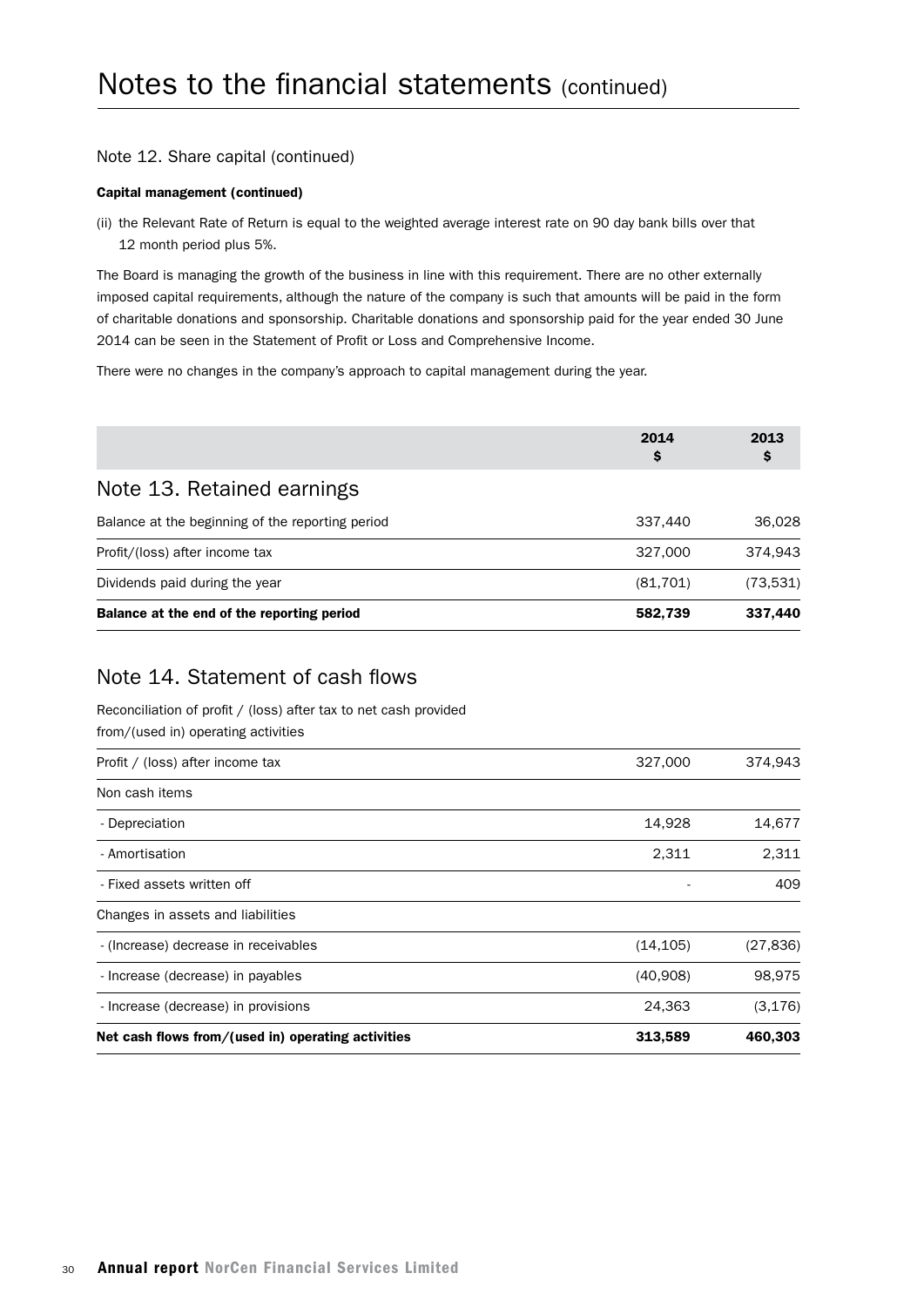# Notes to the financial statements (continued)

## Note 12. Share capital (continued)

**Capital management (continued)**

(ii) the Relevant Rate of Return is equal to the weighted average interest rate on 90 day bank bills over that 12 month period plus 5%.

The Board is managing the growth of the business in line with this requirement. There are no other externally imposed capital requirements, although the nature of the company is such that amounts will be paid in the form of charitable donations and sponsorship. Charitable donations and sponsorship paid for the year ended 30 June 2014 can be seen in the Statement of Profit or Loss and Comprehensive Income.

There were no changes in the company's approach to capital management during the year.

## Note 13. Retained earnings

| | 2014 $ | 2013 $ |
|---|---|---|
| Balance at the beginning of the reporting period | 337,440 | 36,028 |
| Profit/(loss) after income tax | 327,000 | 374,943 |
| Dividends paid during the year | (81,701) | (73,531) |
| **Balance at the end of the reporting period** | **582,739** | **337,440** |

## Note 14. Statement of cash flows

Reconciliation of profit / (loss) after tax to net cash provided from/(used in) operating activities

| | 2014 $ | 2013 $ |
|---|---|---|
| Profit / (loss) after income tax | 327,000 | 374,943 |
| Non cash items | | |
| - Depreciation | 14,928 | 14,677 |
| - Amortisation | 2,311 | 2,311 |
| - Fixed assets written off | - | 409 |
| Changes in assets and liabilities | | |
| - (Increase) decrease in receivables | (14,105) | (27,836) |
| - Increase (decrease) in payables | (40,908) | 98,975 |
| - Increase (decrease) in provisions | 24,363 | (3,176) |
| **Net cash flows from/(used in) operating activities** | **313,589** | **460,303** |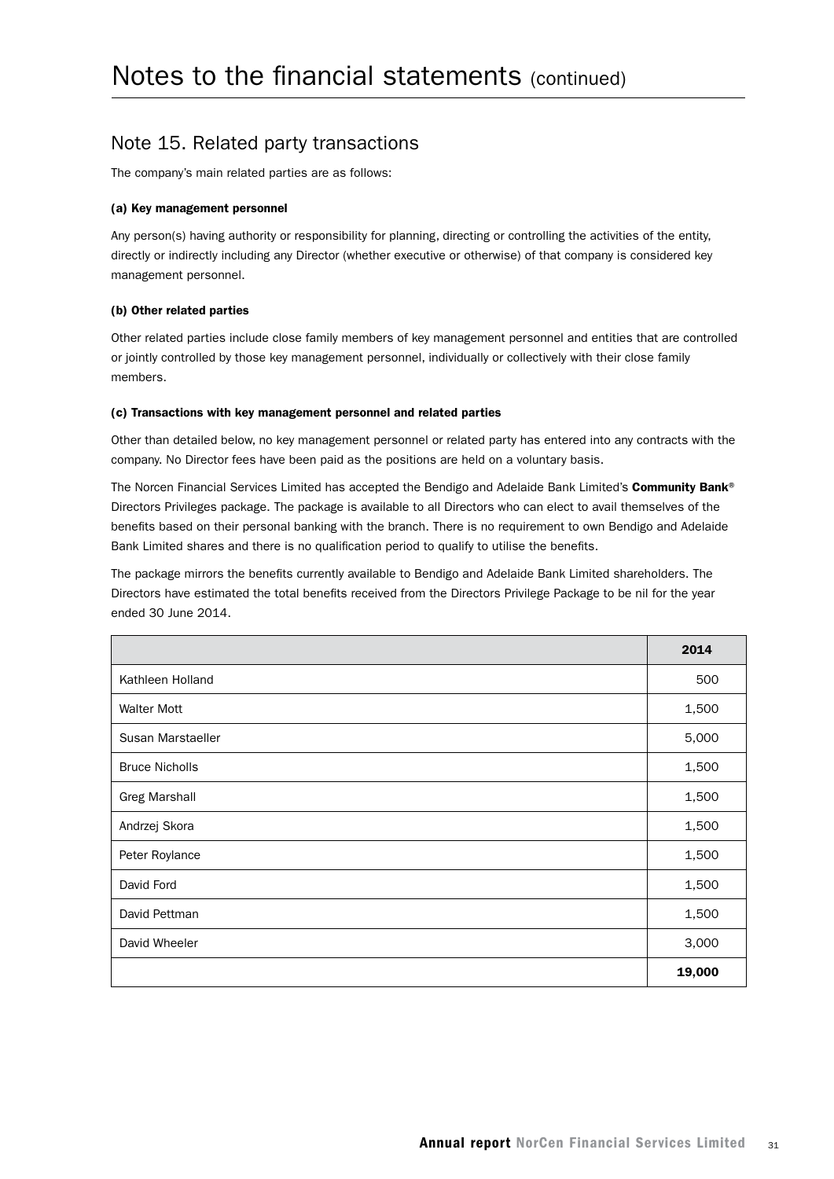# Notes to the financial statements (continued)

## Note 15. Related party transactions

The company's main related parties are as follows:

#### (a) Key management personnel

Any person(s) having authority or responsibility for planning, directing or controlling the activities of the entity, directly or indirectly including any Director (whether executive or otherwise) of that company is considered key management personnel.

#### (b) Other related parties

Other related parties include close family members of key management personnel and entities that are controlled or jointly controlled by those key management personnel, individually or collectively with their close family members.

#### (c) Transactions with key management personnel and related parties

Other than detailed below, no key management personnel or related party has entered into any contracts with the company. No Director fees have been paid as the positions are held on a voluntary basis.

The Norcen Financial Services Limited has accepted the Bendigo and Adelaide Bank Limited's **Community Bank®** Directors Privileges package. The package is available to all Directors who can elect to avail themselves of the benefits based on their personal banking with the branch. There is no requirement to own Bendigo and Adelaide Bank Limited shares and there is no qualification period to qualify to utilise the benefits.

The package mirrors the benefits currently available to Bendigo and Adelaide Bank Limited shareholders. The Directors have estimated the total benefits received from the Directors Privilege Package to be nil for the year ended 30 June 2014.

| | 2014 |
|---|---|
| Kathleen Holland | 500 |
| Walter Mott | 1,500 |
| Susan Marstaeller | 5,000 |
| Bruce Nicholls | 1,500 |
| Greg Marshall | 1,500 |
| Andrzej Skora | 1,500 |
| Peter Roylance | 1,500 |
| David Ford | 1,500 |
| David Pettman | 1,500 |
| David Wheeler | 3,000 |
| | **19,000** |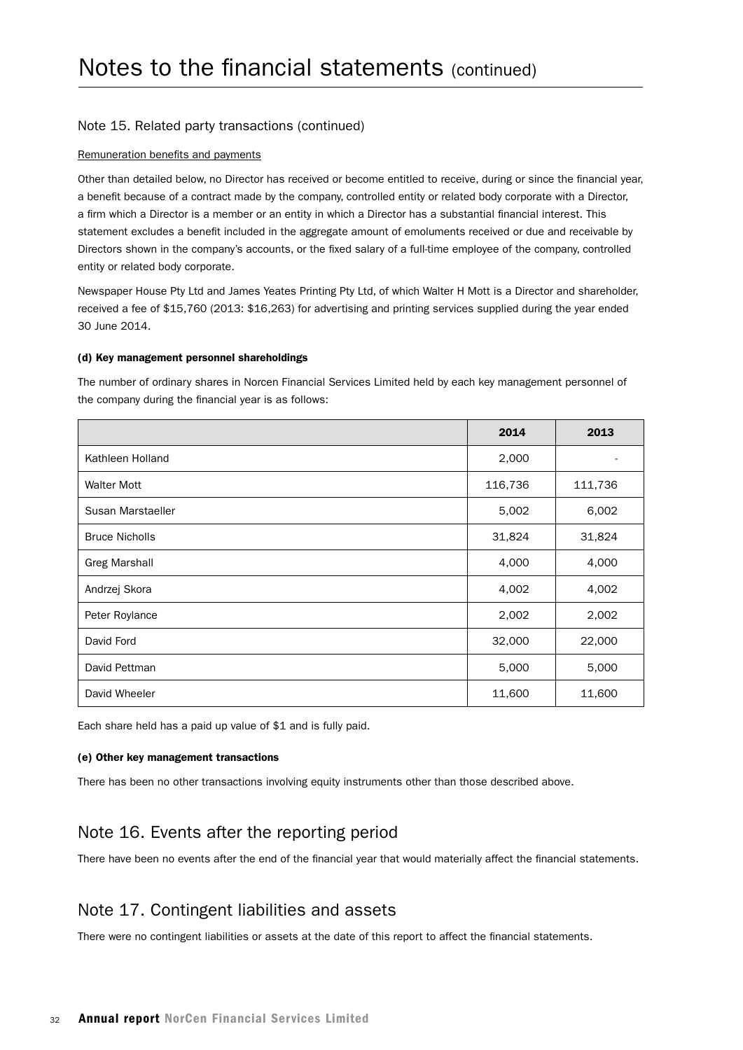# Notes to the financial statements (continued)

## Note 15. Related party transactions (continued)

Remuneration benefits and payments

Other than detailed below, no Director has received or become entitled to receive, during or since the financial year, a benefit because of a contract made by the company, controlled entity or related body corporate with a Director, a firm which a Director is a member or an entity in which a Director has a substantial financial interest. This statement excludes a benefit included in the aggregate amount of emoluments received or due and receivable by Directors shown in the company's accounts, or the fixed salary of a full-time employee of the company, controlled entity or related body corporate.

Newspaper House Pty Ltd and James Yeates Printing Pty Ltd, of which Walter H Mott is a Director and shareholder, received a fee of $15,760 (2013: $16,263) for advertising and printing services supplied during the year ended 30 June 2014.

**(d) Key management personnel shareholdings**

The number of ordinary shares in Norcen Financial Services Limited held by each key management personnel of the company during the financial year is as follows:

| | 2014 | 2013 |
|---|---|---|
| Kathleen Holland | 2,000 | - |
| Walter Mott | 116,736 | 111,736 |
| Susan Marstaeller | 5,002 | 6,002 |
| Bruce Nicholls | 31,824 | 31,824 |
| Greg Marshall | 4,000 | 4,000 |
| Andrzej Skora | 4,002 | 4,002 |
| Peter Roylance | 2,002 | 2,002 |
| David Ford | 32,000 | 22,000 |
| David Pettman | 5,000 | 5,000 |
| David Wheeler | 11,600 | 11,600 |

Each share held has a paid up value of $1 and is fully paid.

**(e) Other key management transactions**

There has been no other transactions involving equity instruments other than those described above.

## Note 16. Events after the reporting period

There have been no events after the end of the financial year that would materially affect the financial statements.

## Note 17. Contingent liabilities and assets

There were no contingent liabilities or assets at the date of this report to affect the financial statements.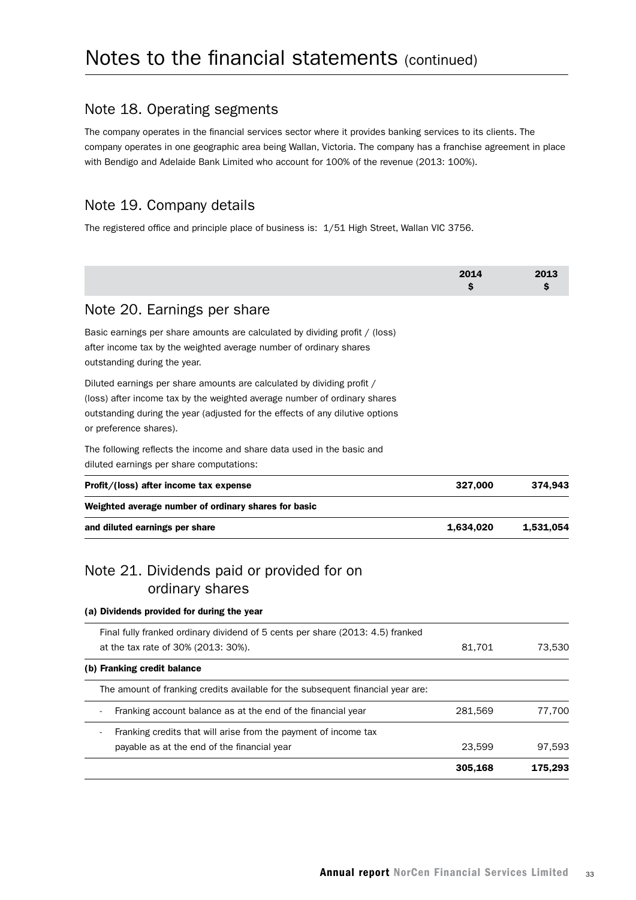# Notes to the financial statements (continued)

## Note 18. Operating segments

The company operates in the financial services sector where it provides banking services to its clients. The company operates in one geographic area being Wallan, Victoria. The company has a franchise agreement in place with Bendigo and Adelaide Bank Limited who account for 100% of the revenue (2013: 100%).

## Note 19. Company details

The registered office and principle place of business is: 1/51 High Street, Wallan VIC 3756.

| | 2014 $ | 2013 $ |
|---|---|---|
| **Note 20. Earnings per share** | | |
| Basic earnings per share amounts are calculated by dividing profit / (loss) after income tax by the weighted average number of ordinary shares outstanding during the year. | | |
| Diluted earnings per share amounts are calculated by dividing profit / (loss) after income tax by the weighted average number of ordinary shares outstanding during the year (adjusted for the effects of any dilutive options or preference shares). | | |
| The following reflects the income and share data used in the basic and diluted earnings per share computations: | | |
| **Profit/(loss) after income tax expense** | **327,000** | **374,943** |
| **Weighted average number of ordinary shares for basic and diluted earnings per share** | **1,634,020** | **1,531,054** |

## Note 21. Dividends paid or provided for on ordinary shares

| | 2014 $ | 2013 $ |
|---|---|---|
| **(a) Dividends provided for during the year** | | |
| Final fully franked ordinary dividend of 5 cents per share (2013: 4.5) franked at the tax rate of 30% (2013: 30%). | 81,701 | 73,530 |
| **(b) Franking credit balance** | | |
| The amount of franking credits available for the subsequent financial year are: | | |
| - Franking account balance as at the end of the financial year | 281,569 | 77,700 |
| - Franking credits that will arise from the payment of income tax payable as at the end of the financial year | 23,599 | 97,593 |
| | **305,168** | **175,293** |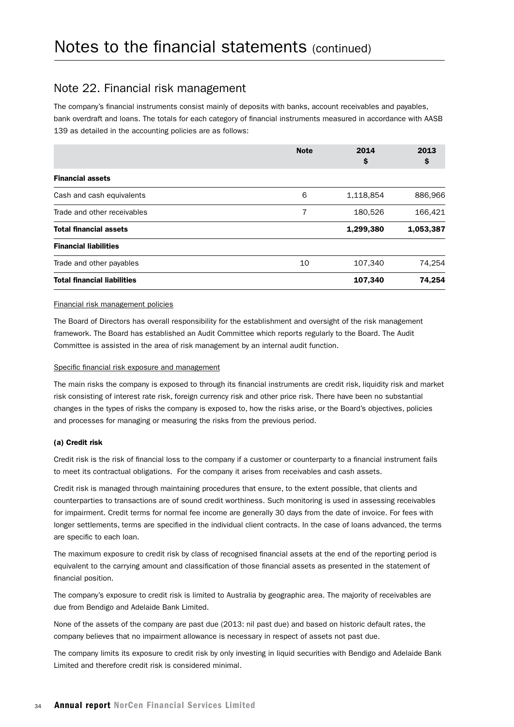# Notes to the financial statements (continued)

## Note 22. Financial risk management

The company's financial instruments consist mainly of deposits with banks, account receivables and payables, bank overdraft and loans. The totals for each category of financial instruments measured in accordance with AASB 139 as detailed in the accounting policies are as follows:

| | Note | 2014 $ | 2013 $ |
|---|---|---|---|
| **Financial assets** | | | |
| Cash and cash equivalents | 6 | 1,118,854 | 886,966 |
| Trade and other receivables | 7 | 180,526 | 166,421 |
| **Total financial assets** | | **1,299,380** | **1,053,387** |
| **Financial liabilities** | | | |
| Trade and other payables | 10 | 107,340 | 74,254 |
| **Total financial liabilities** | | **107,340** | **74,254** |

Financial risk management policies

The Board of Directors has overall responsibility for the establishment and oversight of the risk management framework. The Board has established an Audit Committee which reports regularly to the Board. The Audit Committee is assisted in the area of risk management by an internal audit function.

Specific financial risk exposure and management

The main risks the company is exposed to through its financial instruments are credit risk, liquidity risk and market risk consisting of interest rate risk, foreign currency risk and other price risk. There have been no substantial changes in the types of risks the company is exposed to, how the risks arise, or the Board's objectives, policies and processes for managing or measuring the risks from the previous period.

**(a) Credit risk**

Credit risk is the risk of financial loss to the company if a customer or counterparty to a financial instrument fails to meet its contractual obligations. For the company it arises from receivables and cash assets.

Credit risk is managed through maintaining procedures that ensure, to the extent possible, that clients and counterparties to transactions are of sound credit worthiness. Such monitoring is used in assessing receivables for impairment. Credit terms for normal fee income are generally 30 days from the date of invoice. For fees with longer settlements, terms are specified in the individual client contracts. In the case of loans advanced, the terms are specific to each loan.

The maximum exposure to credit risk by class of recognised financial assets at the end of the reporting period is equivalent to the carrying amount and classification of those financial assets as presented in the statement of financial position.

The company's exposure to credit risk is limited to Australia by geographic area. The majority of receivables are due from Bendigo and Adelaide Bank Limited.

None of the assets of the company are past due (2013: nil past due) and based on historic default rates, the company believes that no impairment allowance is necessary in respect of assets not past due.

The company limits its exposure to credit risk by only investing in liquid securities with Bendigo and Adelaide Bank Limited and therefore credit risk is considered minimal.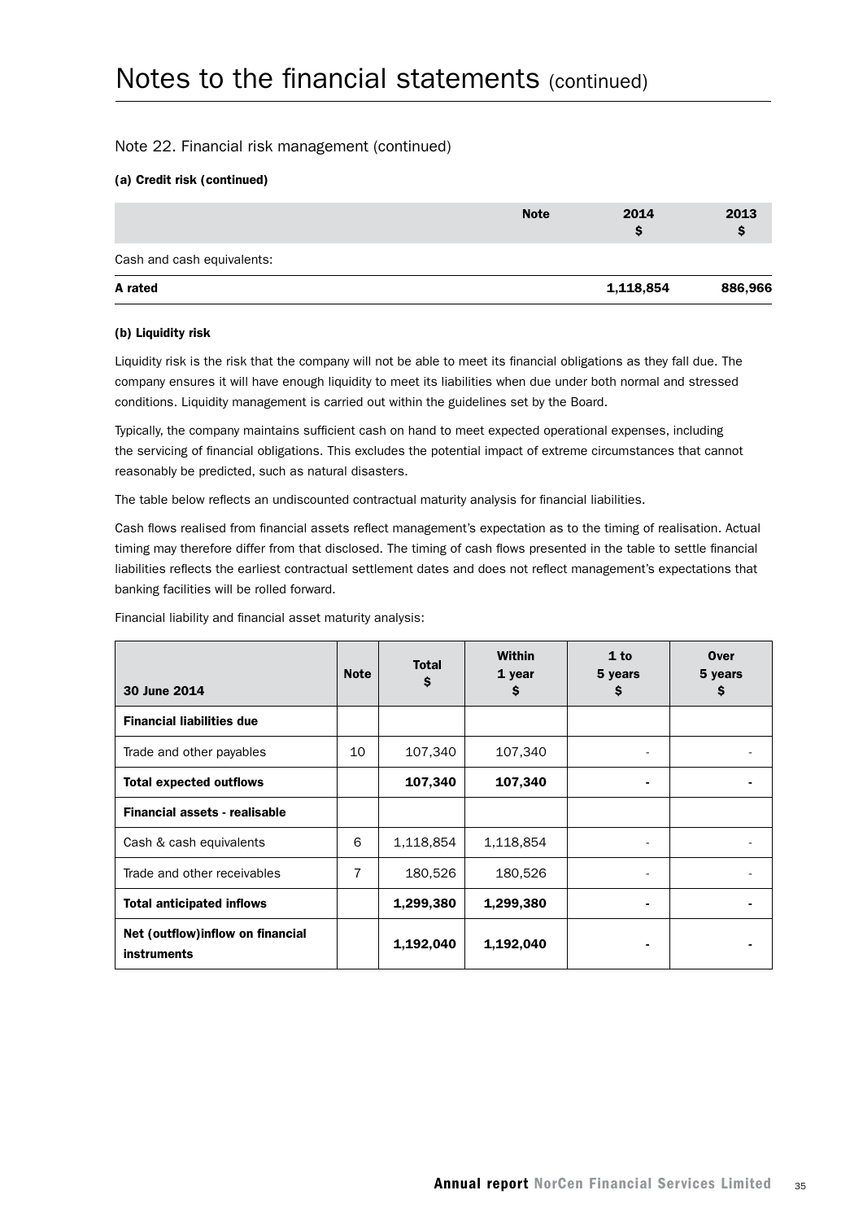# Notes to the financial statements (continued)

## Note 22. Financial risk management (continued)

### (a) Credit risk (continued)

| | Note | 2014 $ | 2013 $ |
|---|---|---|---|
| Cash and cash equivalents: | | | |
| **A rated** | | **1,118,854** | **886,966** |

### (b) Liquidity risk

Liquidity risk is the risk that the company will not be able to meet its financial obligations as they fall due. The company ensures it will have enough liquidity to meet its liabilities when due under both normal and stressed conditions. Liquidity management is carried out within the guidelines set by the Board.

Typically, the company maintains sufficient cash on hand to meet expected operational expenses, including the servicing of financial obligations. This excludes the potential impact of extreme circumstances that cannot reasonably be predicted, such as natural disasters.

The table below reflects an undiscounted contractual maturity analysis for financial liabilities.

Cash flows realised from financial assets reflect management's expectation as to the timing of realisation. Actual timing may therefore differ from that disclosed. The timing of cash flows presented in the table to settle financial liabilities reflects the earliest contractual settlement dates and does not reflect management's expectations that banking facilities will be rolled forward.

Financial liability and financial asset maturity analysis:

| 30 June 2014 | Note | Total $ | Within 1 year $ | 1 to 5 years $ | Over 5 years $ |
|---|---|---|---|---|---|
| **Financial liabilities due** | | | | | |
| Trade and other payables | 10 | 107,340 | 107,340 | - | - |
| **Total expected outflows** | | **107,340** | **107,340** | **-** | **-** |
| **Financial assets - realisable** | | | | | |
| Cash & cash equivalents | 6 | 1,118,854 | 1,118,854 | - | - |
| Trade and other receivables | 7 | 180,526 | 180,526 | - | - |
| **Total anticipated inflows** | | **1,299,380** | **1,299,380** | **-** | **-** |
| **Net (outflow)inflow on financial instruments** | | **1,192,040** | **1,192,040** | **-** | **-** |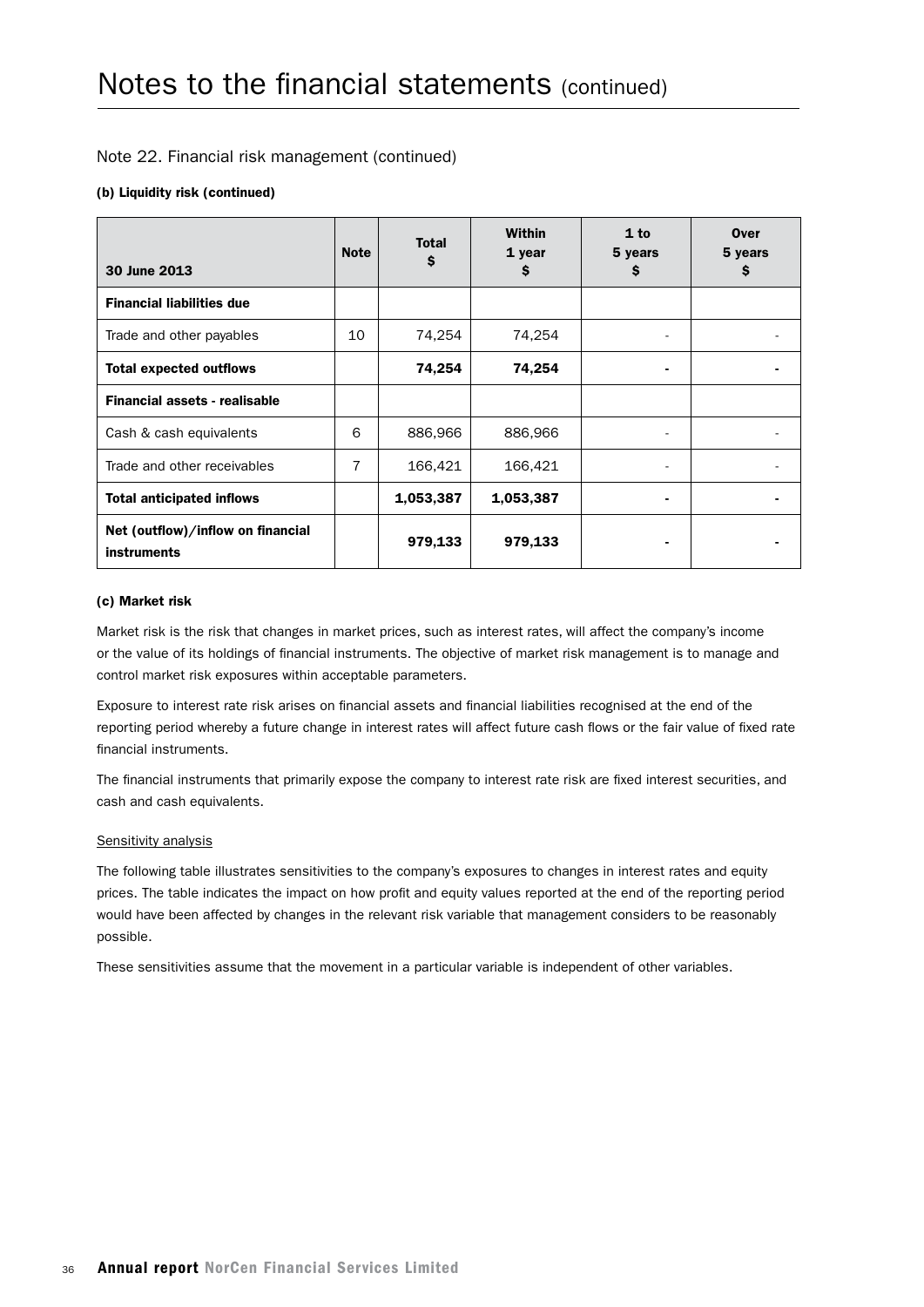# Notes to the financial statements (continued)

## Note 22. Financial risk management (continued)

### (b) Liquidity risk (continued)

| 30 June 2013 | Note | Total $ | Within 1 year $ | 1 to 5 years $ | Over 5 years $ |
|---|---|---|---|---|---|
| **Financial liabilities due** | | | | | |
| Trade and other payables | 10 | 74,254 | 74,254 | - | - |
| **Total expected outflows** | | **74,254** | **74,254** | **-** | **-** |
| **Financial assets - realisable** | | | | | |
| Cash & cash equivalents | 6 | 886,966 | 886,966 | - | - |
| Trade and other receivables | 7 | 166,421 | 166,421 | - | - |
| **Total anticipated inflows** | | **1,053,387** | **1,053,387** | **-** | **-** |
| **Net (outflow)/inflow on financial instruments** | | **979,133** | **979,133** | **-** | **-** |

### (c) Market risk

Market risk is the risk that changes in market prices, such as interest rates, will affect the company's income or the value of its holdings of financial instruments. The objective of market risk management is to manage and control market risk exposures within acceptable parameters.

Exposure to interest rate risk arises on financial assets and financial liabilities recognised at the end of the reporting period whereby a future change in interest rates will affect future cash flows or the fair value of fixed rate financial instruments.

The financial instruments that primarily expose the company to interest rate risk are fixed interest securities, and cash and cash equivalents.

Sensitivity analysis

The following table illustrates sensitivities to the company's exposures to changes in interest rates and equity prices. The table indicates the impact on how profit and equity values reported at the end of the reporting period would have been affected by changes in the relevant risk variable that management considers to be reasonably possible.

These sensitivities assume that the movement in a particular variable is independent of other variables.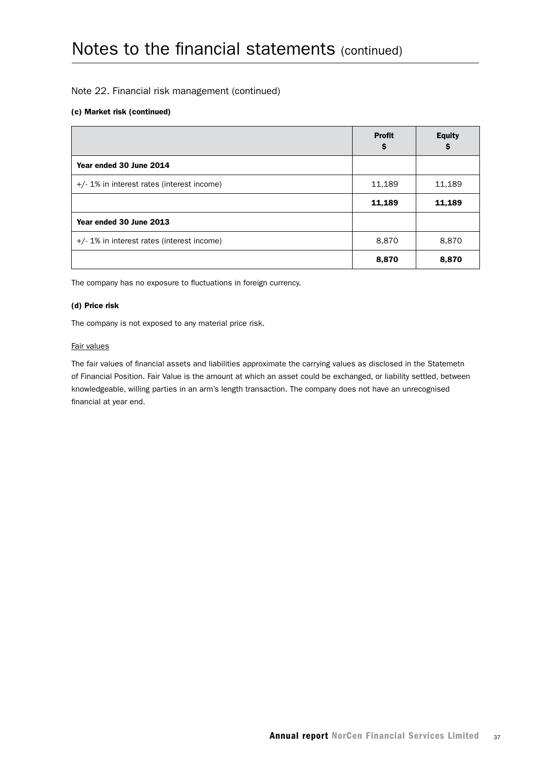# Notes to the financial statements (continued)

## Note 22. Financial risk management (continued)

### (c) Market risk (continued)

| | **Profit \$** | **Equity \$** |
|---|---|---|
| **Year ended 30 June 2014** | | |
| +/- 1% in interest rates (interest income) | 11,189 | 11,189 |
| | **11,189** | **11,189** |
| **Year ended 30 June 2013** | | |
| +/- 1% in interest rates (interest income) | 8,870 | 8,870 |
| | **8,870** | **8,870** |

The company has no exposure to fluctuations in foreign currency.

### (d) Price risk

The company is not exposed to any material price risk.

Fair values

The fair values of financial assets and liabilities approximate the carrying values as disclosed in the Statemetn of Financial Position. Fair Value is the amount at which an asset could be exchanged, or liability settled, between knowledgeable, willing parties in an arm's length transaction. The company does not have an unrecognised financial at year end.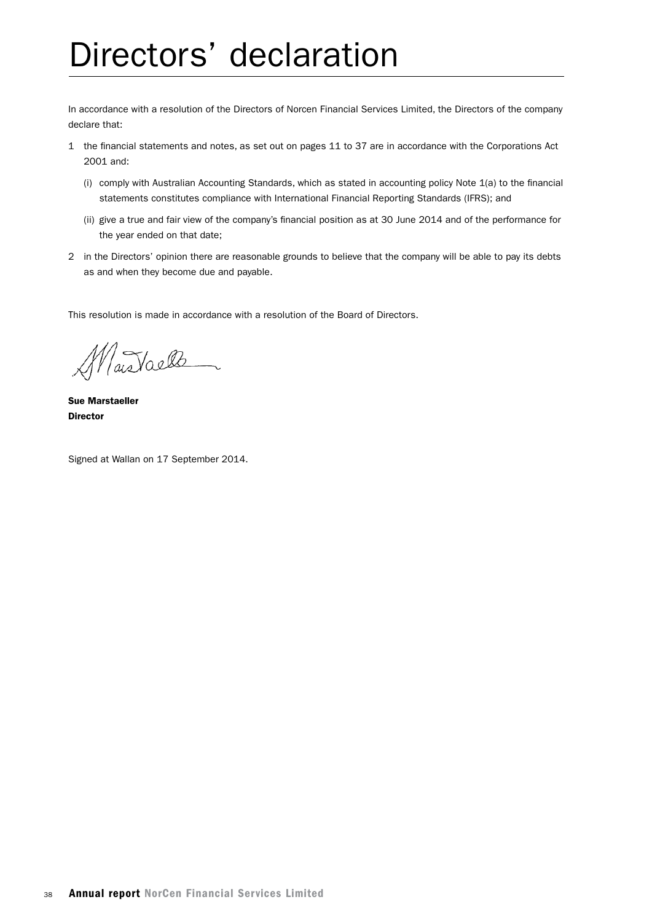# Directors' declaration

In accordance with a resolution of the Directors of Norcen Financial Services Limited, the Directors of the company declare that:

1. the financial statements and notes, as set out on pages 11 to 37 are in accordance with the Corporations Act 2001 and:

   (i) comply with Australian Accounting Standards, which as stated in accounting policy Note 1(a) to the financial statements constitutes compliance with International Financial Reporting Standards (IFRS); and

   (ii) give a true and fair view of the company's financial position as at 30 June 2014 and of the performance for the year ended on that date;

2. in the Directors' opinion there are reasonable grounds to believe that the company will be able to pay its debts as and when they become due and payable.

This resolution is made in accordance with a resolution of the Board of Directors.

**Sue Marstaeller**
**Director**

Signed at Wallan on 17 September 2014.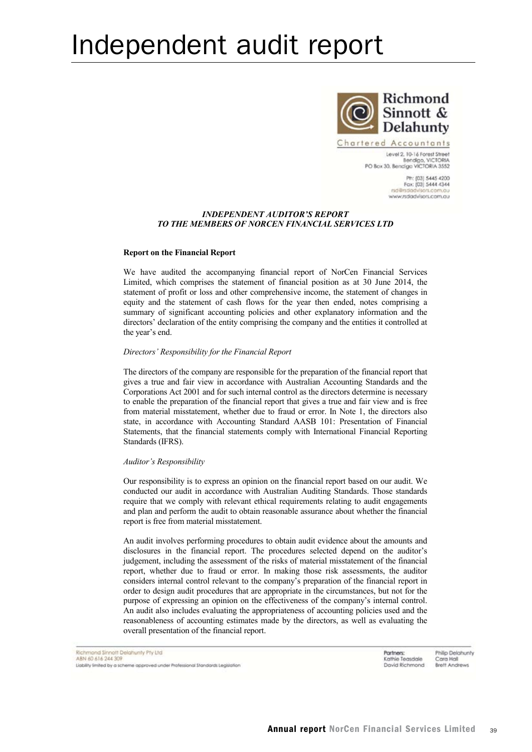# Independent audit report

Richmond Sinnott & Delahunty

Chartered Accountants

Level 2, 10-16 Forest Street
Bendigo, VICTORIA
PO Box 30, Bendigo VICTORIA 3552

Ph: (03) 5445 4200
Fax: (03) 5444 4344
rsd@rsdadvisors.com.au
www.rsdadvisors.com.au

***INDEPENDENT AUDITOR'S REPORT***
***TO THE MEMBERS OF NORCEN FINANCIAL SERVICES LTD***

**Report on the Financial Report**

We have audited the accompanying financial report of NorCen Financial Services Limited, which comprises the statement of financial position as at 30 June 2014, the statement of profit or loss and other comprehensive income, the statement of changes in equity and the statement of cash flows for the year then ended, notes comprising a summary of significant accounting policies and other explanatory information and the directors' declaration of the entity comprising the company and the entities it controlled at the year's end.

*Directors' Responsibility for the Financial Report*

The directors of the company are responsible for the preparation of the financial report that gives a true and fair view in accordance with Australian Accounting Standards and the Corporations Act 2001 and for such internal control as the directors determine is necessary to enable the preparation of the financial report that gives a true and fair view and is free from material misstatement, whether due to fraud or error. In Note 1, the directors also state, in accordance with Accounting Standard AASB 101: Presentation of Financial Statements, that the financial statements comply with International Financial Reporting Standards (IFRS).

*Auditor's Responsibility*

Our responsibility is to express an opinion on the financial report based on our audit. We conducted our audit in accordance with Australian Auditing Standards. Those standards require that we comply with relevant ethical requirements relating to audit engagements and plan and perform the audit to obtain reasonable assurance about whether the financial report is free from material misstatement.

An audit involves performing procedures to obtain audit evidence about the amounts and disclosures in the financial report. The procedures selected depend on the auditor's judgement, including the assessment of the risks of material misstatement of the financial report, whether due to fraud or error. In making those risk assessments, the auditor considers internal control relevant to the company's preparation of the financial report in order to design audit procedures that are appropriate in the circumstances, but not for the purpose of expressing an opinion on the effectiveness of the company's internal control. An audit also includes evaluating the appropriateness of accounting policies used and the reasonableness of accounting estimates made by the directors, as well as evaluating the overall presentation of the financial report.

Richmond Sinnott Delahunty Pty Ltd
ABN 60 616 244 309
Liability limited by a scheme approved under Professional Standards Legislation

Partners: Kathie Teasdale, David Richmond, Philip Delahunty, Cara Hall, Brett Andrews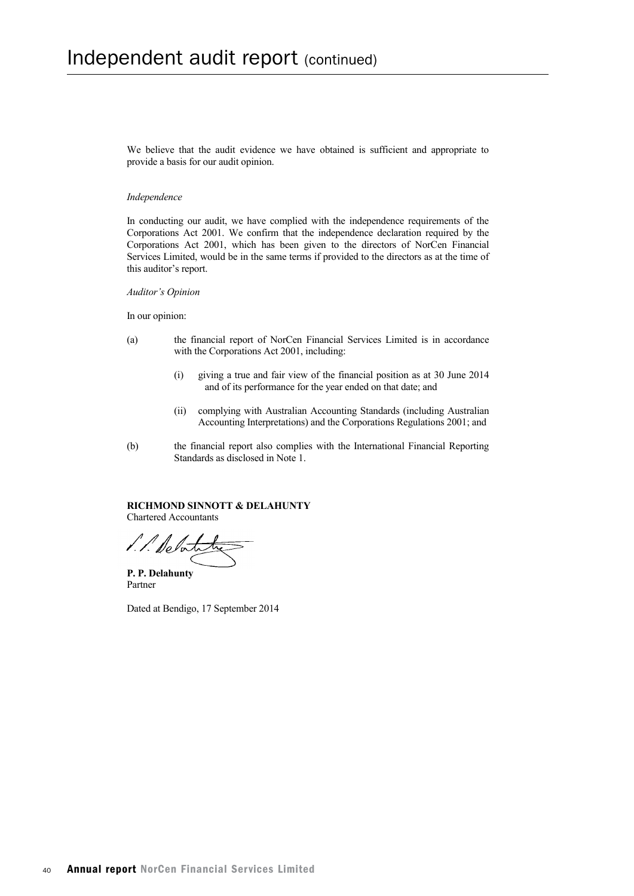# Independent audit report (continued)

We believe that the audit evidence we have obtained is sufficient and appropriate to provide a basis for our audit opinion.

*Independence*

In conducting our audit, we have complied with the independence requirements of the Corporations Act 2001. We confirm that the independence declaration required by the Corporations Act 2001, which has been given to the directors of NorCen Financial Services Limited, would be in the same terms if provided to the directors as at the time of this auditor's report.

*Auditor's Opinion*

In our opinion:

(a) the financial report of NorCen Financial Services Limited is in accordance with the Corporations Act 2001, including:

   (i) giving a true and fair view of the financial position as at 30 June 2014 and of its performance for the year ended on that date; and

   (ii) complying with Australian Accounting Standards (including Australian Accounting Interpretations) and the Corporations Regulations 2001; and

(b) the financial report also complies with the International Financial Reporting Standards as disclosed in Note 1.

**RICHMOND SINNOTT & DELAHUNTY**
Chartered Accountants

**P. P. Delahunty**
Partner

Dated at Bendigo, 17 September 2014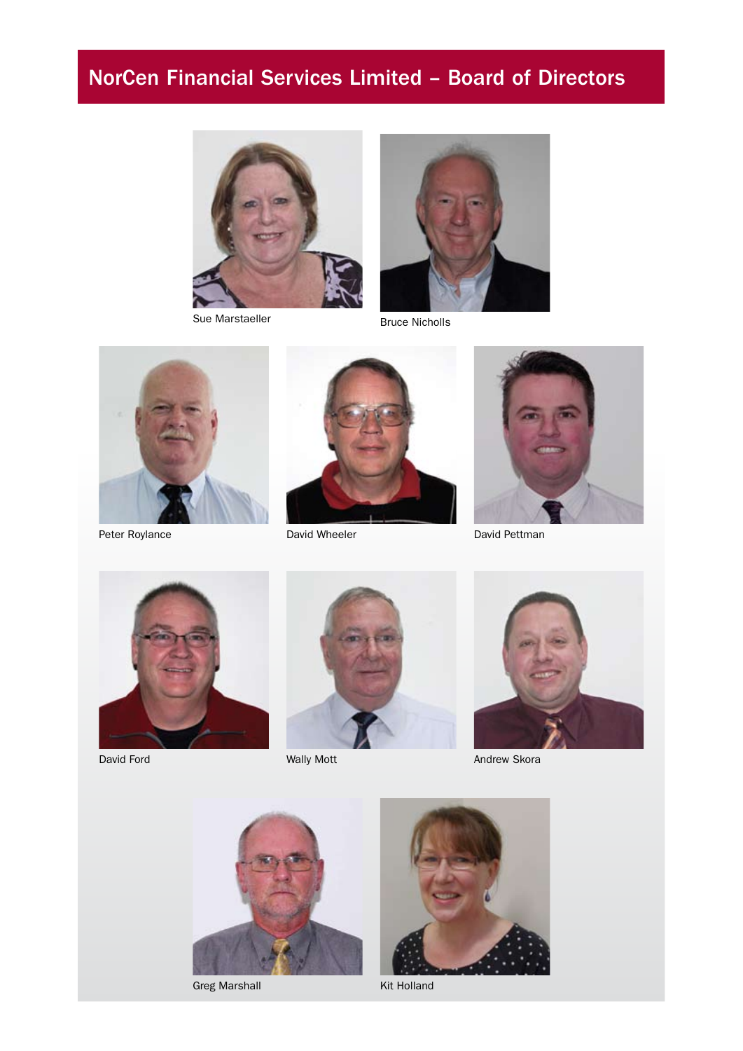# NorCen Financial Services Limited – Board of Directors

Sue Marstaeller

Bruce Nicholls

Peter Roylance

David Wheeler

David Pettman

David Ford

Wally Mott

Andrew Skora

Greg Marshall

Kit Holland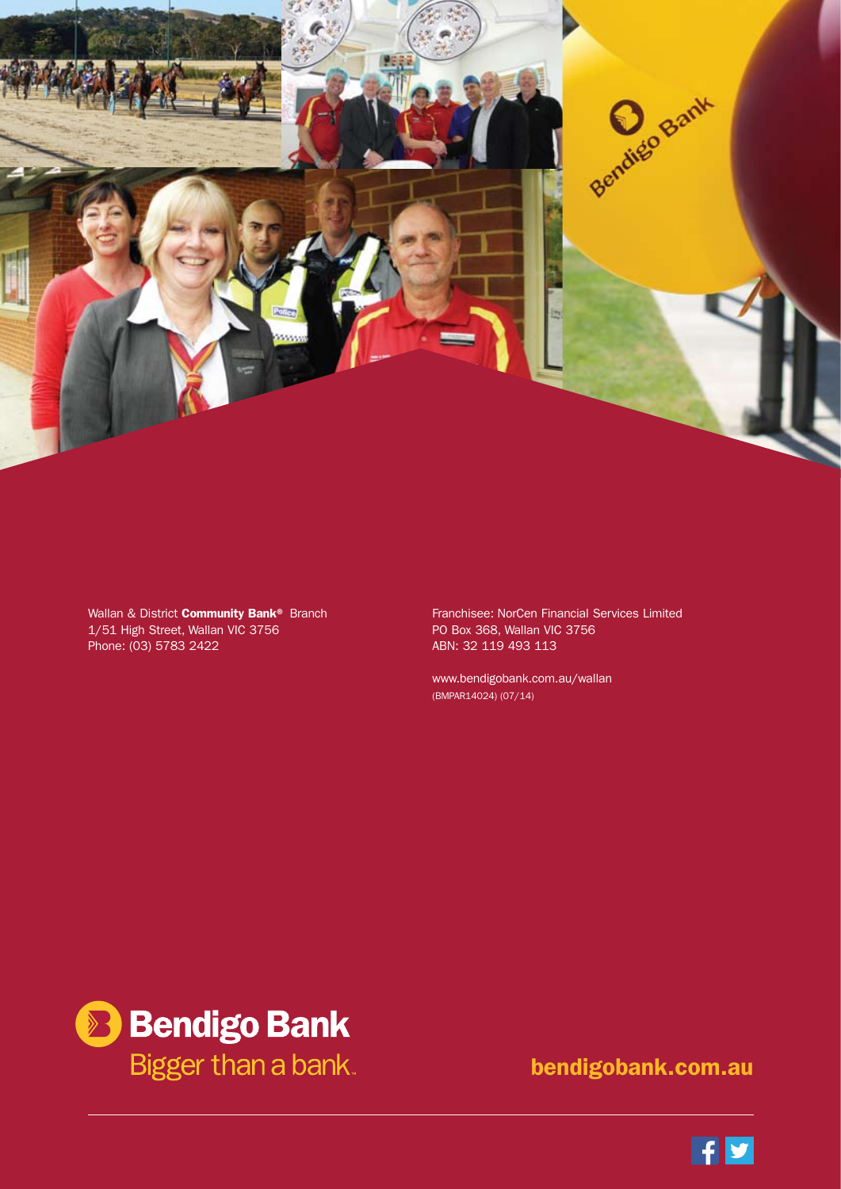Wallan & District **Community Bank®** Branch
1/51 High Street, Wallan VIC 3756
Phone: (03) 5783 2422

Franchisee: NorCen Financial Services Limited
PO Box 368, Wallan VIC 3756
ABN: 32 119 493 113

www.bendigobank.com.au/wallan
(BMPAR14024) (07/14)

**Bendigo Bank**
Bigger than a bank.

**bendigobank.com.au**